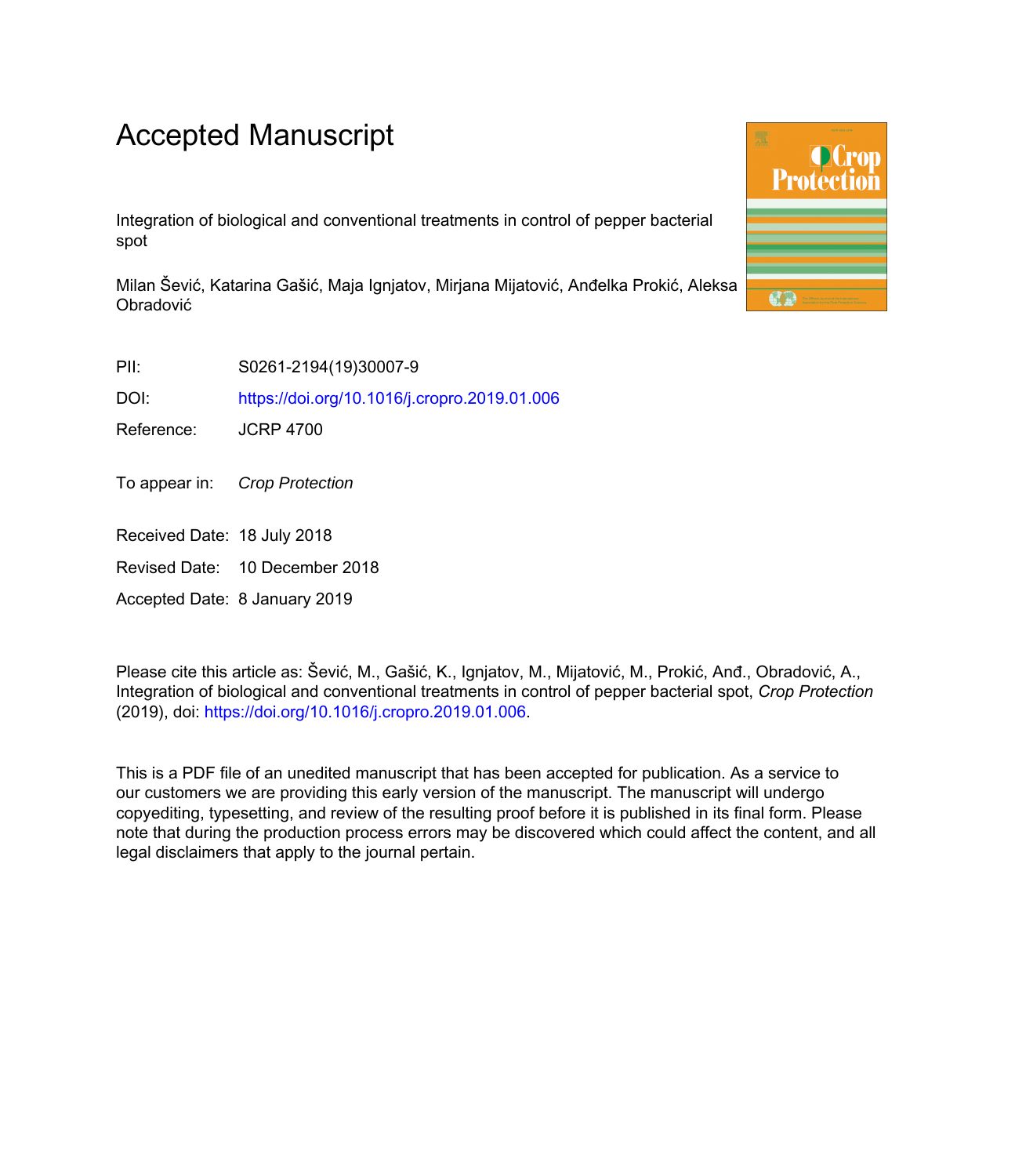# Accepted Manuscript

Integration of biological and conventional treatments in control of pepper bacterial spot

Milan Šević, Katarina Gašić, Maja Ignjatov, Mirjana Mijatović, Anđelka Prokić, Aleksa Obradović

PII: S0261-2194(19)30007-9

DOI: https://doi.org/10.1016/j.cropro.2019.01.006

Reference: JCRP 4700

To appear in: *Crop Protection*

Received Date: 18 July 2018

Revised Date: 10 December 2018

Accepted Date: 8 January 2019

Please cite this article as: Šević, M., Gašić, K., Ignjatov, M., Mijatović, M., Prokić, Anđ., Obradović, A., Integration of biological and conventional treatments in control of pepper bacterial spot, *Crop Protection* (2019), doi: https://doi.org/10.1016/j.cropro.2019.01.006.

This is a PDF file of an unedited manuscript that has been accepted for publication. As a service to our customers we are providing this early version of the manuscript. The manuscript will undergo copyediting, typesetting, and review of the resulting proof before it is published in its final form. Please note that during the production process errors may be discovered which could affect the content, and all legal disclaimers that apply to the journal pertain.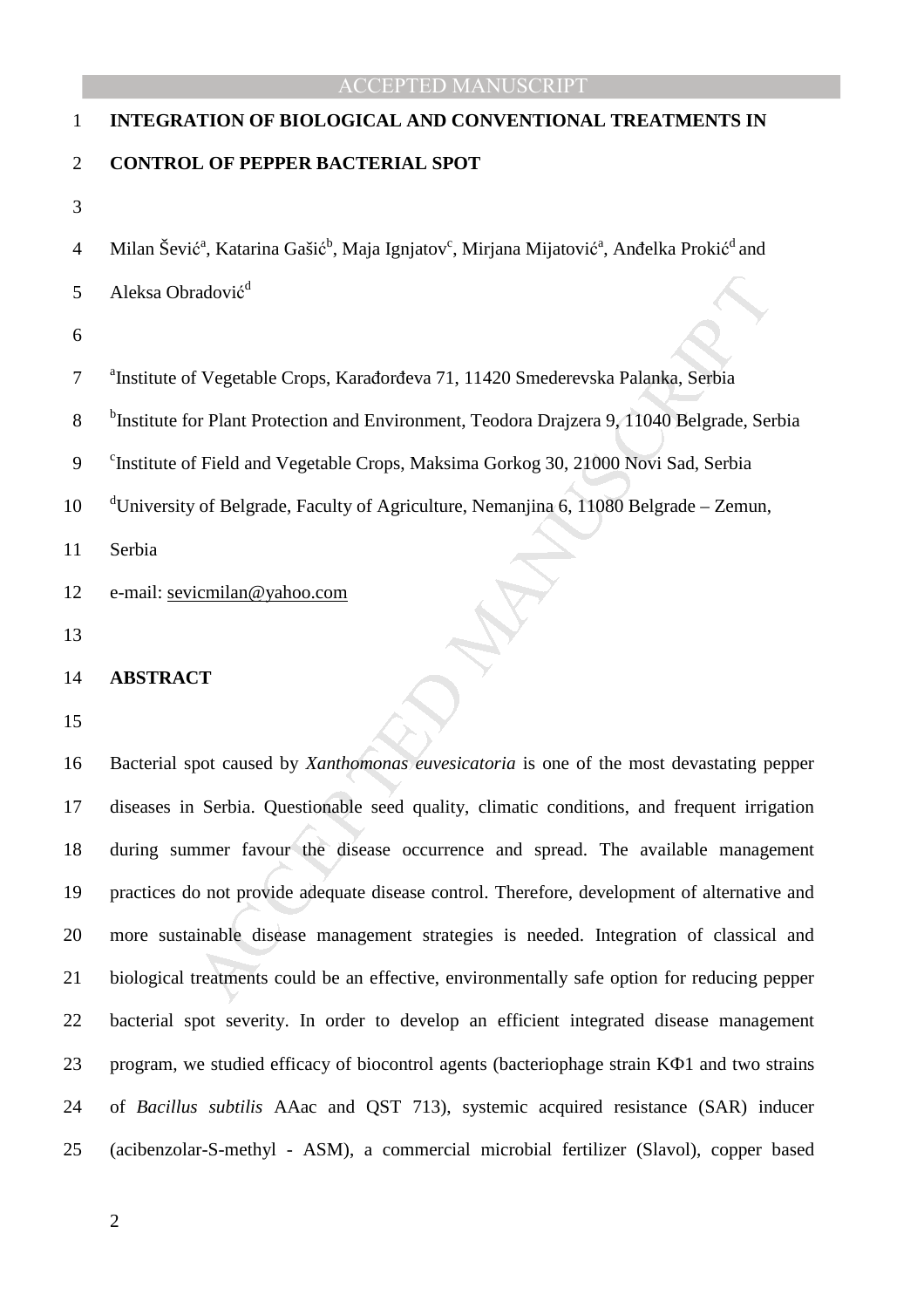# INTEGRATION OF BIOLOGICAL AND CONVENTIONAL TREATMENTS IN CONTROL OF PEPPER BACTERIAL SPOT

Milan Šević[a], Katarina Gašić[b], Maja Ignjatov[c], Mirjana Mijatović[a], Anđelka Prokić[d] and Aleksa Obradović[d]

[a]Institute of Vegetable Crops, Karađorđeva 71, 11420 Smederevska Palanka, Serbia

[b]Institute for Plant Protection and Environment, Teodora Drajzera 9, 11040 Belgrade, Serbia

[c]Institute of Field and Vegetable Crops, Maksima Gorkog 30, 21000 Novi Sad, Serbia

[d]University of Belgrade, Faculty of Agriculture, Nemanjina 6, 11080 Belgrade – Zemun, Serbia

e-mail: sevicmilan@yahoo.com

## ABSTRACT

Bacterial spot caused by *Xanthomonas euvesicatoria* is one of the most devastating pepper diseases in Serbia. Questionable seed quality, climatic conditions, and frequent irrigation during summer favour the disease occurrence and spread. The available management practices do not provide adequate disease control. Therefore, development of alternative and more sustainable disease management strategies is needed. Integration of classical and biological treatments could be an effective, environmentally safe option for reducing pepper bacterial spot severity. In order to develop an efficient integrated disease management program, we studied efficacy of biocontrol agents (bacteriophage strain KΦ1 and two strains of *Bacillus subtilis* AAac and QST 713), systemic acquired resistance (SAR) inducer (acibenzolar-S-methyl - ASM), a commercial microbial fertilizer (Slavol), copper based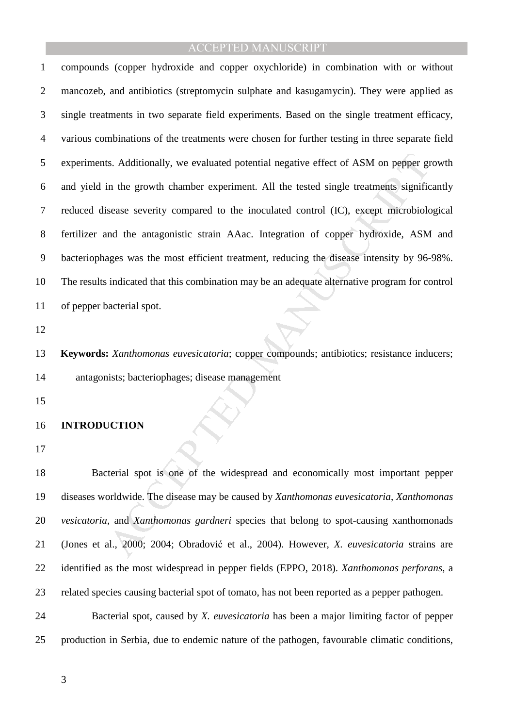compounds (copper hydroxide and copper oxychloride) in combination with or without mancozeb, and antibiotics (streptomycin sulphate and kasugamycin). They were applied as single treatments in two separate field experiments. Based on the single treatment efficacy, various combinations of the treatments were chosen for further testing in three separate field experiments. Additionally, we evaluated potential negative effect of ASM on pepper growth and yield in the growth chamber experiment. All the tested single treatments significantly reduced disease severity compared to the inoculated control (IC), except microbiological fertilizer and the antagonistic strain AAac. Integration of copper hydroxide, ASM and bacteriophages was the most efficient treatment, reducing the disease intensity by 96-98%. The results indicated that this combination may be an adequate alternative program for control of pepper bacterial spot.

**Keywords:** *Xanthomonas euvesicatoria*; copper compounds; antibiotics; resistance inducers; antagonists; bacteriophages; disease management

## INTRODUCTION

Bacterial spot is one of the widespread and economically most important pepper diseases worldwide. The disease may be caused by *Xanthomonas euvesicatoria*, *Xanthomonas vesicatoria*, and *Xanthomonas gardneri* species that belong to spot-causing xanthomonads (Jones et al., 2000; 2004; Obradović et al., 2004). However, *X. euvesicatoria* strains are identified as the most widespread in pepper fields (EPPO, 2018). *Xanthomonas perforans*, a related species causing bacterial spot of tomato, has not been reported as a pepper pathogen.

Bacterial spot, caused by *X. euvesicatoria* has been a major limiting factor of pepper production in Serbia, due to endemic nature of the pathogen, favourable climatic conditions,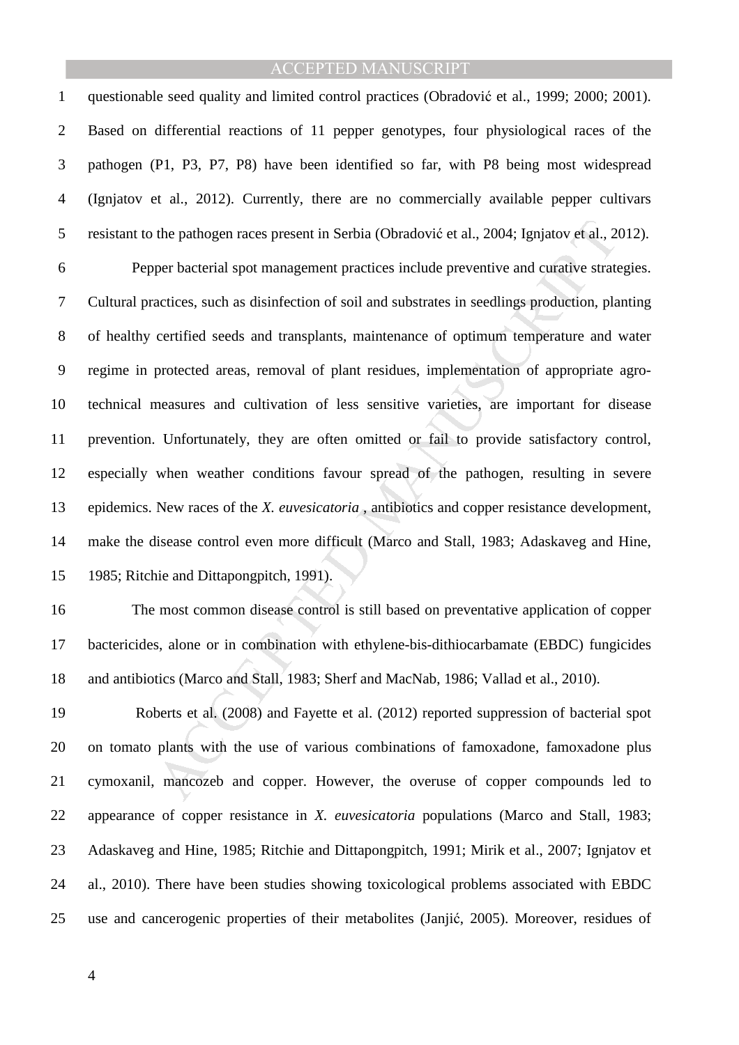questionable seed quality and limited control practices (Obradović et al., 1999; 2000; 2001). Based on differential reactions of 11 pepper genotypes, four physiological races of the pathogen (P1, P3, P7, P8) have been identified so far, with P8 being most widespread (Ignjatov et al., 2012). Currently, there are no commercially available pepper cultivars resistant to the pathogen races present in Serbia (Obradović et al., 2004; Ignjatov et al., 2012).

Pepper bacterial spot management practices include preventive and curative strategies. Cultural practices, such as disinfection of soil and substrates in seedlings production, planting of healthy certified seeds and transplants, maintenance of optimum temperature and water regime in protected areas, removal of plant residues, implementation of appropriate agro-technical measures and cultivation of less sensitive varieties, are important for disease prevention. Unfortunately, they are often omitted or fail to provide satisfactory control, especially when weather conditions favour spread of the pathogen, resulting in severe epidemics. New races of the *X. euvesicatoria* , antibiotics and copper resistance development, make the disease control even more difficult (Marco and Stall, 1983; Adaskaveg and Hine, 1985; Ritchie and Dittapongpitch, 1991).

The most common disease control is still based on preventative application of copper bactericides, alone or in combination with ethylene-bis-dithiocarbamate (EBDC) fungicides and antibiotics (Marco and Stall, 1983; Sherf and MacNab, 1986; Vallad et al., 2010).

Roberts et al. (2008) and Fayette et al. (2012) reported suppression of bacterial spot on tomato plants with the use of various combinations of famoxadone, famoxadone plus cymoxanil, mancozeb and copper. However, the overuse of copper compounds led to appearance of copper resistance in *X. euvesicatoria* populations (Marco and Stall, 1983; Adaskaveg and Hine, 1985; Ritchie and Dittapongpitch, 1991; Mirik et al., 2007; Ignjatov et al., 2010). There have been studies showing toxicological problems associated with EBDC use and cancerogenic properties of their metabolites (Janjić, 2005). Moreover, residues of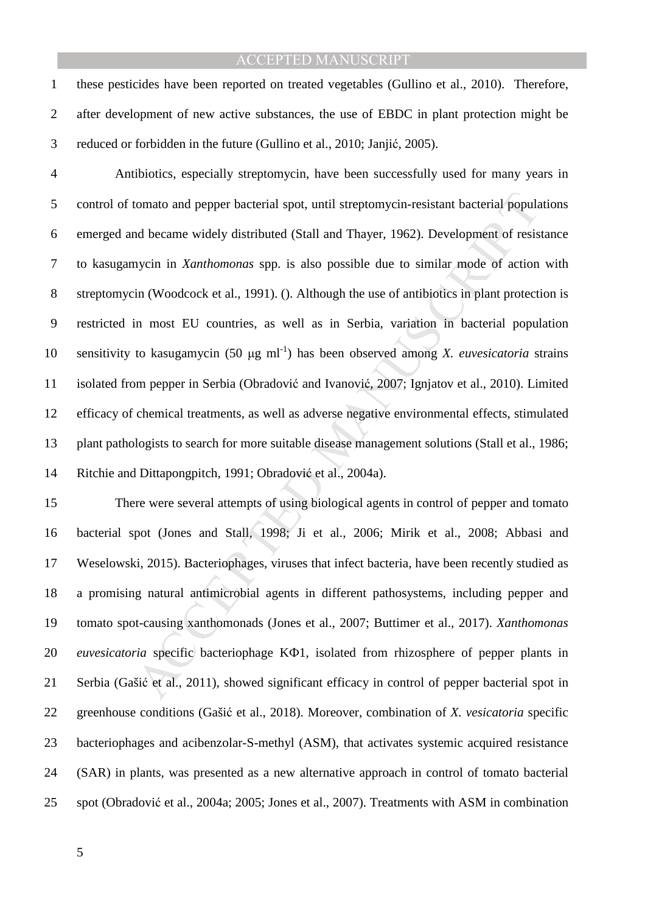these pesticides have been reported on treated vegetables (Gullino et al., 2010). Therefore, after development of new active substances, the use of EBDC in plant protection might be reduced or forbidden in the future (Gullino et al., 2010; Janjić, 2005).

Antibiotics, especially streptomycin, have been successfully used for many years in control of tomato and pepper bacterial spot, until streptomycin-resistant bacterial populations emerged and became widely distributed (Stall and Thayer, 1962). Development of resistance to kasugamycin in *Xanthomonas* spp. is also possible due to similar mode of action with streptomycin (Woodcock et al., 1991). (). Although the use of antibiotics in plant protection is restricted in most EU countries, as well as in Serbia, variation in bacterial population sensitivity to kasugamycin (50 $\mu$g ml$^{-1}$) has been observed among *X. euvesicatoria* strains isolated from pepper in Serbia (Obradović and Ivanović, 2007; Ignjatov et al., 2010). Limited efficacy of chemical treatments, as well as adverse negative environmental effects, stimulated plant pathologists to search for more suitable disease management solutions (Stall et al., 1986; Ritchie and Dittapongpitch, 1991; Obradović et al., 2004a).

There were several attempts of using biological agents in control of pepper and tomato bacterial spot (Jones and Stall, 1998; Ji et al., 2006; Mirik et al., 2008; Abbasi and Weselowski, 2015). Bacteriophages, viruses that infect bacteria, have been recently studied as a promising natural antimicrobial agents in different pathosystems, including pepper and tomato spot-causing xanthomonads (Jones et al., 2007; Buttimer et al., 2017). *Xanthomonas euvesicatoria* specific bacteriophage KΦ1, isolated from rhizosphere of pepper plants in Serbia (Gašić et al., 2011), showed significant efficacy in control of pepper bacterial spot in greenhouse conditions (Gašić et al., 2018). Moreover, combination of *X. vesicatoria* specific bacteriophages and acibenzolar-S-methyl (ASM), that activates systemic acquired resistance (SAR) in plants, was presented as a new alternative approach in control of tomato bacterial spot (Obradović et al., 2004a; 2005; Jones et al., 2007). Treatments with ASM in combination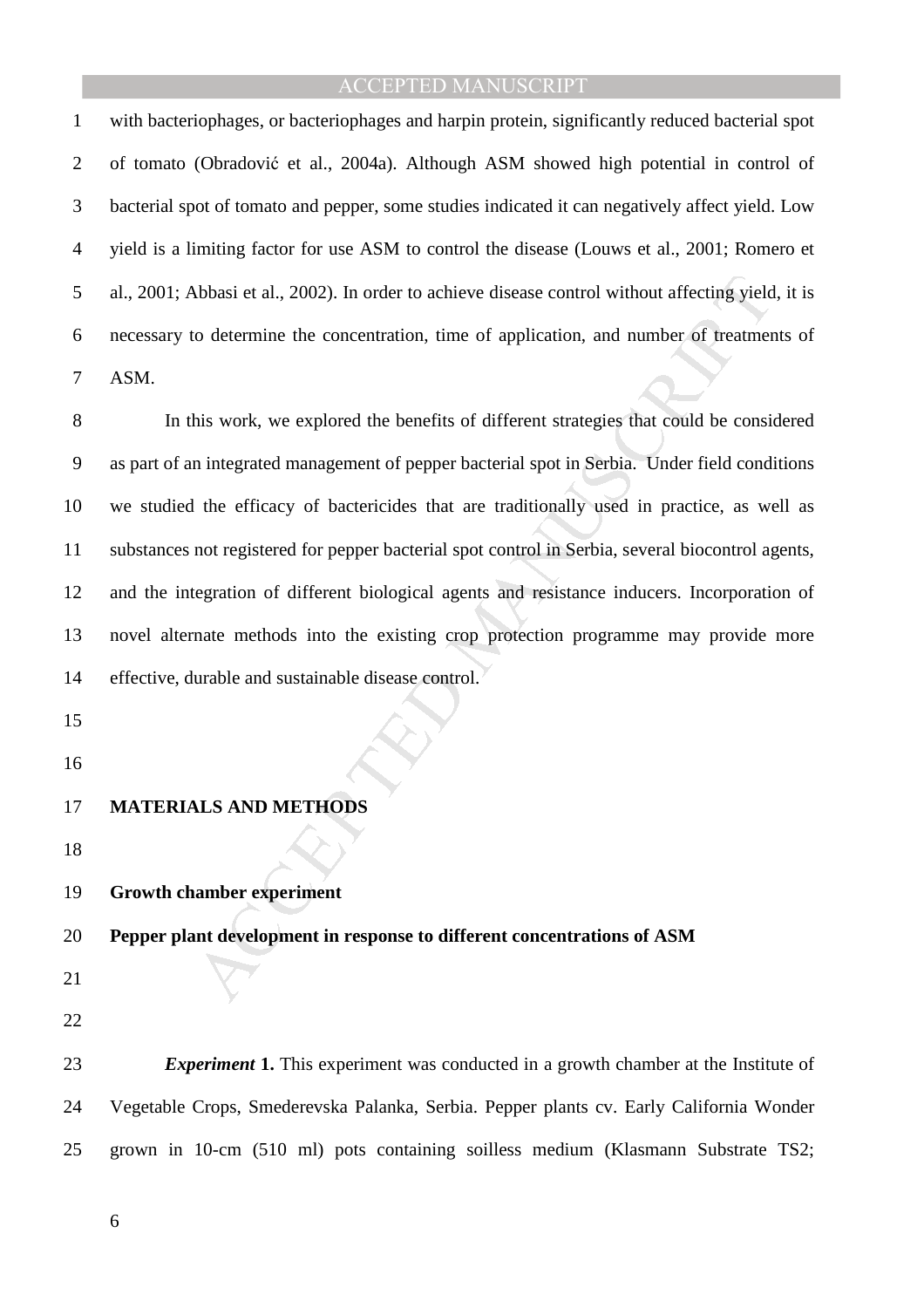with bacteriophages, or bacteriophages and harpin protein, significantly reduced bacterial spot of tomato (Obradović et al., 2004a). Although ASM showed high potential in control of bacterial spot of tomato and pepper, some studies indicated it can negatively affect yield. Low yield is a limiting factor for use ASM to control the disease (Louws et al., 2001; Romero et al., 2001; Abbasi et al., 2002). In order to achieve disease control without affecting yield, it is necessary to determine the concentration, time of application, and number of treatments of ASM.

In this work, we explored the benefits of different strategies that could be considered as part of an integrated management of pepper bacterial spot in Serbia. Under field conditions we studied the efficacy of bactericides that are traditionally used in practice, as well as substances not registered for pepper bacterial spot control in Serbia, several biocontrol agents, and the integration of different biological agents and resistance inducers. Incorporation of novel alternate methods into the existing crop protection programme may provide more effective, durable and sustainable disease control.

## MATERIALS AND METHODS

### Growth chamber experiment

### Pepper plant development in response to different concentrations of ASM

***Experiment* 1.** This experiment was conducted in a growth chamber at the Institute of Vegetable Crops, Smederevska Palanka, Serbia. Pepper plants cv. Early California Wonder grown in 10-cm (510 ml) pots containing soilless medium (Klasmann Substrate TS2;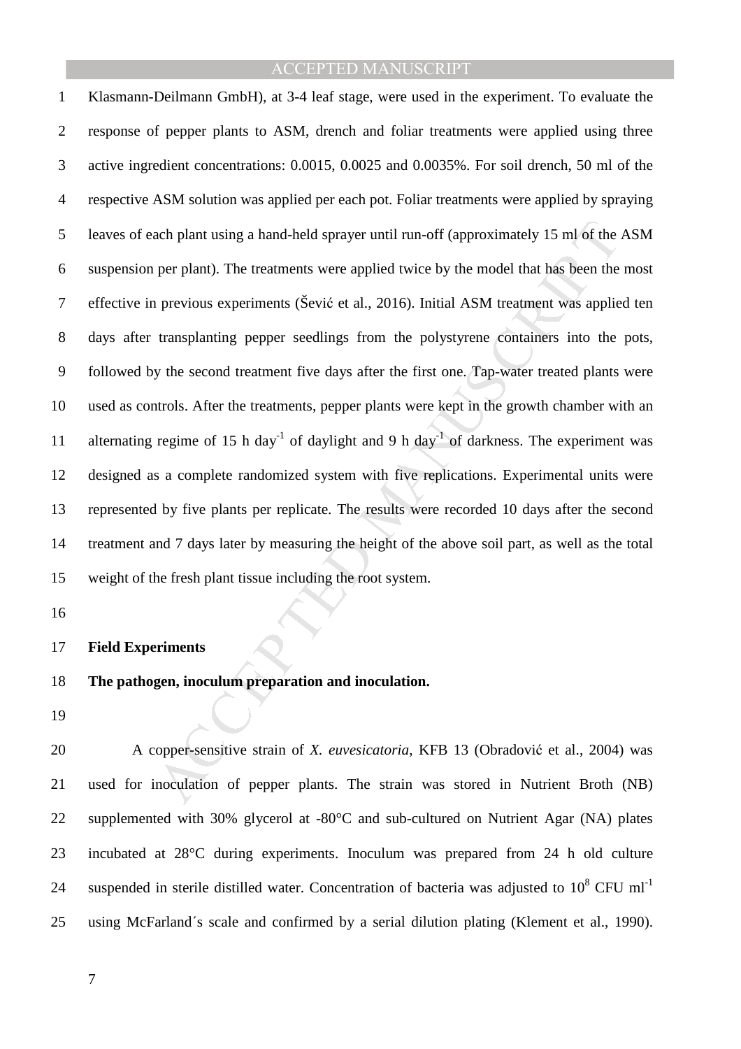Klasmann-Deilmann GmbH), at 3-4 leaf stage, were used in the experiment. To evaluate the response of pepper plants to ASM, drench and foliar treatments were applied using three active ingredient concentrations: 0.0015, 0.0025 and 0.0035%. For soil drench, 50 ml of the respective ASM solution was applied per each pot. Foliar treatments were applied by spraying leaves of each plant using a hand-held sprayer until run-off (approximately 15 ml of the ASM suspension per plant). The treatments were applied twice by the model that has been the most effective in previous experiments (Šević et al., 2016). Initial ASM treatment was applied ten days after transplanting pepper seedlings from the polystyrene containers into the pots, followed by the second treatment five days after the first one. Tap-water treated plants were used as controls. After the treatments, pepper plants were kept in the growth chamber with an alternating regime of 15 h day$^{-1}$ of daylight and 9 h day$^{-1}$ of darkness. The experiment was designed as a complete randomized system with five replications. Experimental units were represented by five plants per replicate. The results were recorded 10 days after the second treatment and 7 days later by measuring the height of the above soil part, as well as the total weight of the fresh plant tissue including the root system.

**Field Experiments**

**The pathogen, inoculum preparation and inoculation.**

A copper-sensitive strain of *X. euvesicatoria*, KFB 13 (Obradović et al., 2004) was used for inoculation of pepper plants. The strain was stored in Nutrient Broth (NB) supplemented with 30% glycerol at -80°C and sub-cultured on Nutrient Agar (NA) plates incubated at 28°C during experiments. Inoculum was prepared from 24 h old culture suspended in sterile distilled water. Concentration of bacteria was adjusted to $10^8$ CFU ml$^{-1}$ using McFarland´s scale and confirmed by a serial dilution plating (Klement et al., 1990).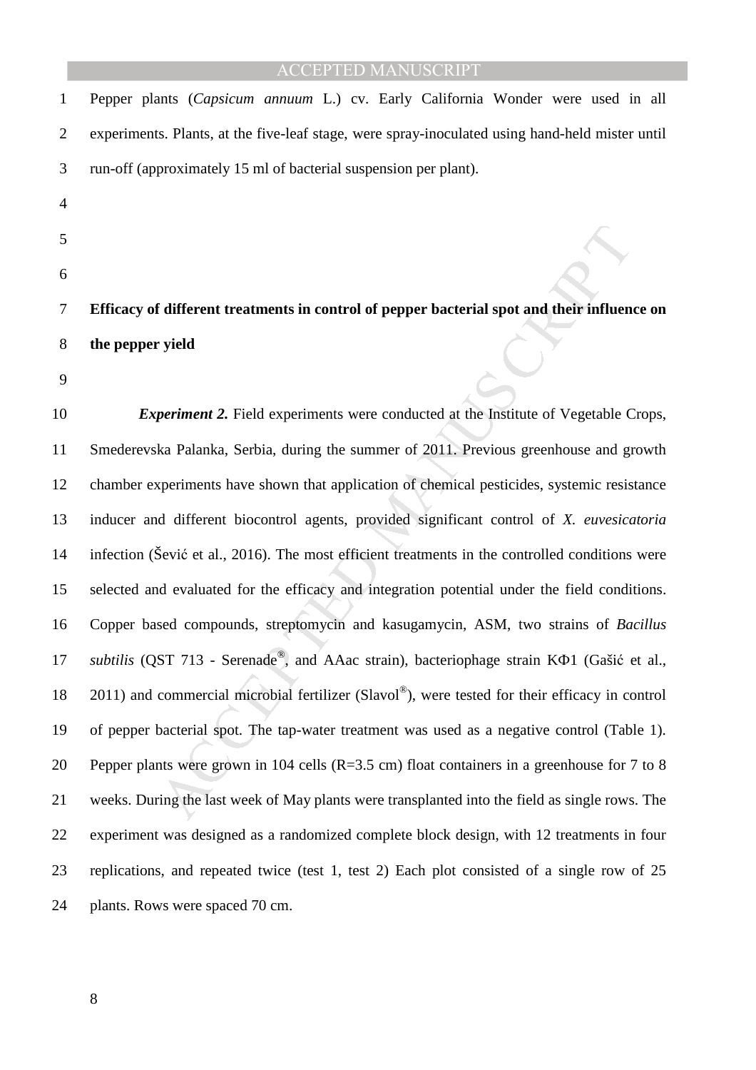Pepper plants (*Capsicum annuum* L.) cv. Early California Wonder were used in all experiments. Plants, at the five-leaf stage, were spray-inoculated using hand-held mister until run-off (approximately 15 ml of bacterial suspension per plant).

## Efficacy of different treatments in control of pepper bacterial spot and their influence on the pepper yield

***Experiment 2.*** Field experiments were conducted at the Institute of Vegetable Crops, Smederevska Palanka, Serbia, during the summer of 2011. Previous greenhouse and growth chamber experiments have shown that application of chemical pesticides, systemic resistance inducer and different biocontrol agents, provided significant control of *X. euvesicatoria* infection (Šević et al., 2016). The most efficient treatments in the controlled conditions were selected and evaluated for the efficacy and integration potential under the field conditions. Copper based compounds, streptomycin and kasugamycin, ASM, two strains of *Bacillus subtilis* (QST 713 - Serenade®, and AAac strain), bacteriophage strain KΦ1 (Gašić et al., 2011) and commercial microbial fertilizer (Slavol®), were tested for their efficacy in control of pepper bacterial spot. The tap-water treatment was used as a negative control (Table 1). Pepper plants were grown in 104 cells (R=3.5 cm) float containers in a greenhouse for 7 to 8 weeks. During the last week of May plants were transplanted into the field as single rows. The experiment was designed as a randomized complete block design, with 12 treatments in four replications, and repeated twice (test 1, test 2) Each plot consisted of a single row of 25 plants. Rows were spaced 70 cm.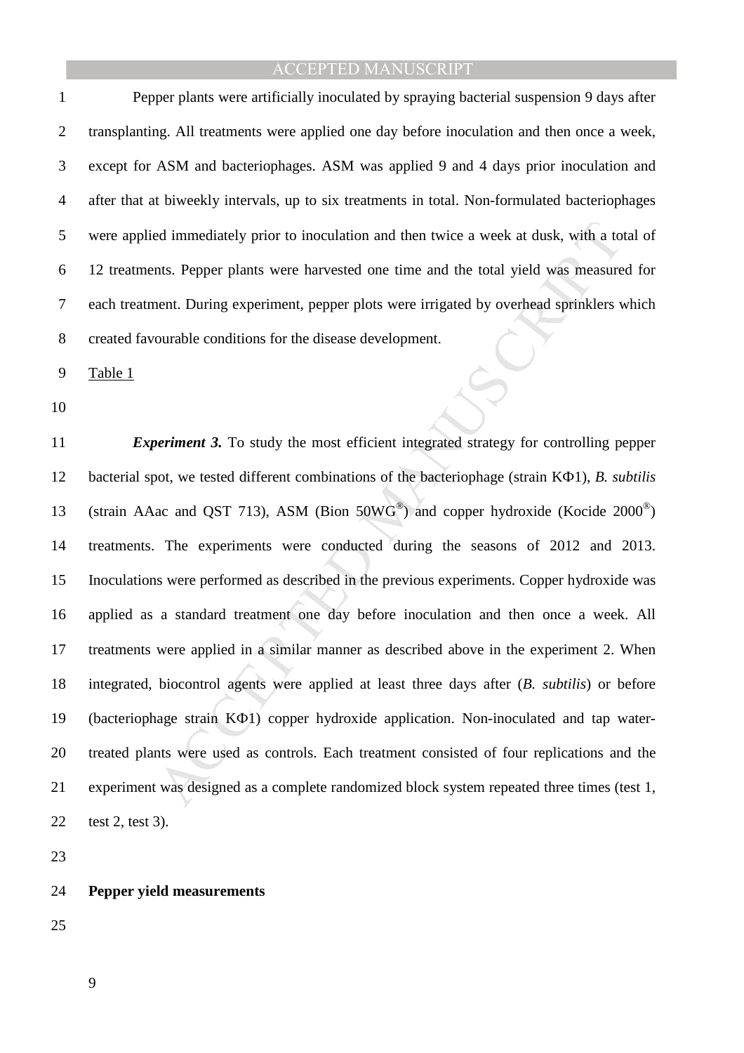Pepper plants were artificially inoculated by spraying bacterial suspension 9 days after transplanting. All treatments were applied one day before inoculation and then once a week, except for ASM and bacteriophages. ASM was applied 9 and 4 days prior inoculation and after that at biweekly intervals, up to six treatments in total. Non-formulated bacteriophages were applied immediately prior to inoculation and then twice a week at dusk, with a total of 12 treatments. Pepper plants were harvested one time and the total yield was measured for each treatment. During experiment, pepper plots were irrigated by overhead sprinklers which created favourable conditions for the disease development.

Table 1

***Experiment 3.*** To study the most efficient integrated strategy for controlling pepper bacterial spot, we tested different combinations of the bacteriophage (strain KΦ1), *B. subtilis* (strain AAac and QST 713), ASM (Bion 50WG®) and copper hydroxide (Kocide 2000®) treatments. The experiments were conducted during the seasons of 2012 and 2013. Inoculations were performed as described in the previous experiments. Copper hydroxide was applied as a standard treatment one day before inoculation and then once a week. All treatments were applied in a similar manner as described above in the experiment 2. When integrated, biocontrol agents were applied at least three days after (*B. subtilis*) or before (bacteriophage strain KΦ1) copper hydroxide application. Non-inoculated and tap water-treated plants were used as controls. Each treatment consisted of four replications and the experiment was designed as a complete randomized block system repeated three times (test 1, test 2, test 3).

**Pepper yield measurements**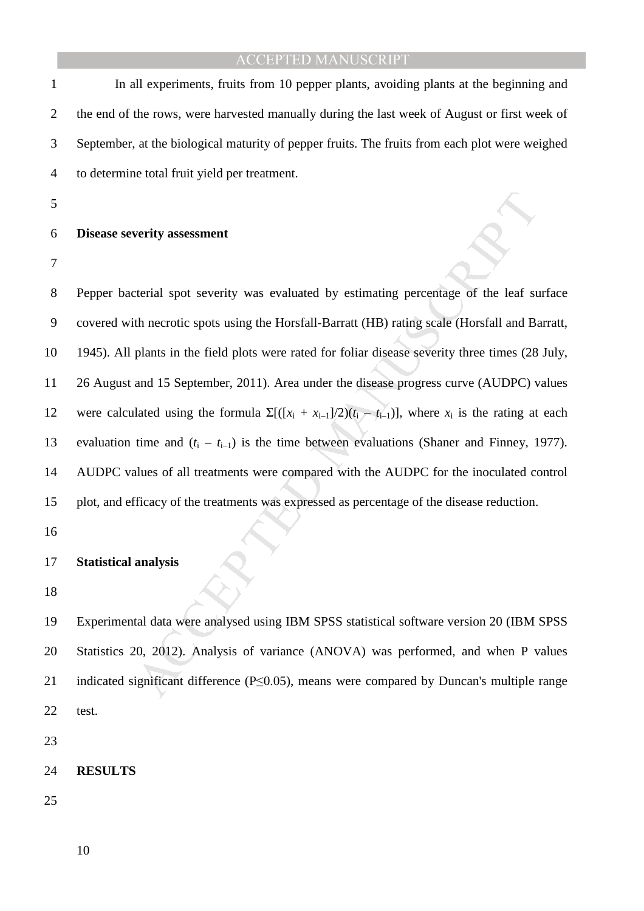In all experiments, fruits from 10 pepper plants, avoiding plants at the beginning and the end of the rows, were harvested manually during the last week of August or first week of September, at the biological maturity of pepper fruits. The fruits from each plot were weighed to determine total fruit yield per treatment.

## Disease severity assessment

Pepper bacterial spot severity was evaluated by estimating percentage of the leaf surface covered with necrotic spots using the Horsfall-Barratt (HB) rating scale (Horsfall and Barratt, 1945). All plants in the field plots were rated for foliar disease severity three times (28 July, 26 August and 15 September, 2011). Area under the disease progress curve (AUDPC) values were calculated using the formula $\Sigma[([x_i + x_{i-1}]/2)(t_i - t_{i-1})]$, where $x_i$ is the rating at each evaluation time and $(t_i - t_{i-1})$ is the time between evaluations (Shaner and Finney, 1977). AUDPC values of all treatments were compared with the AUDPC for the inoculated control plot, and efficacy of the treatments was expressed as percentage of the disease reduction.

## Statistical analysis

Experimental data were analysed using IBM SPSS statistical software version 20 (IBM SPSS Statistics 20, 2012). Analysis of variance (ANOVA) was performed, and when P values indicated significant difference ($P \leq 0.05$), means were compared by Duncan's multiple range test.

## RESULTS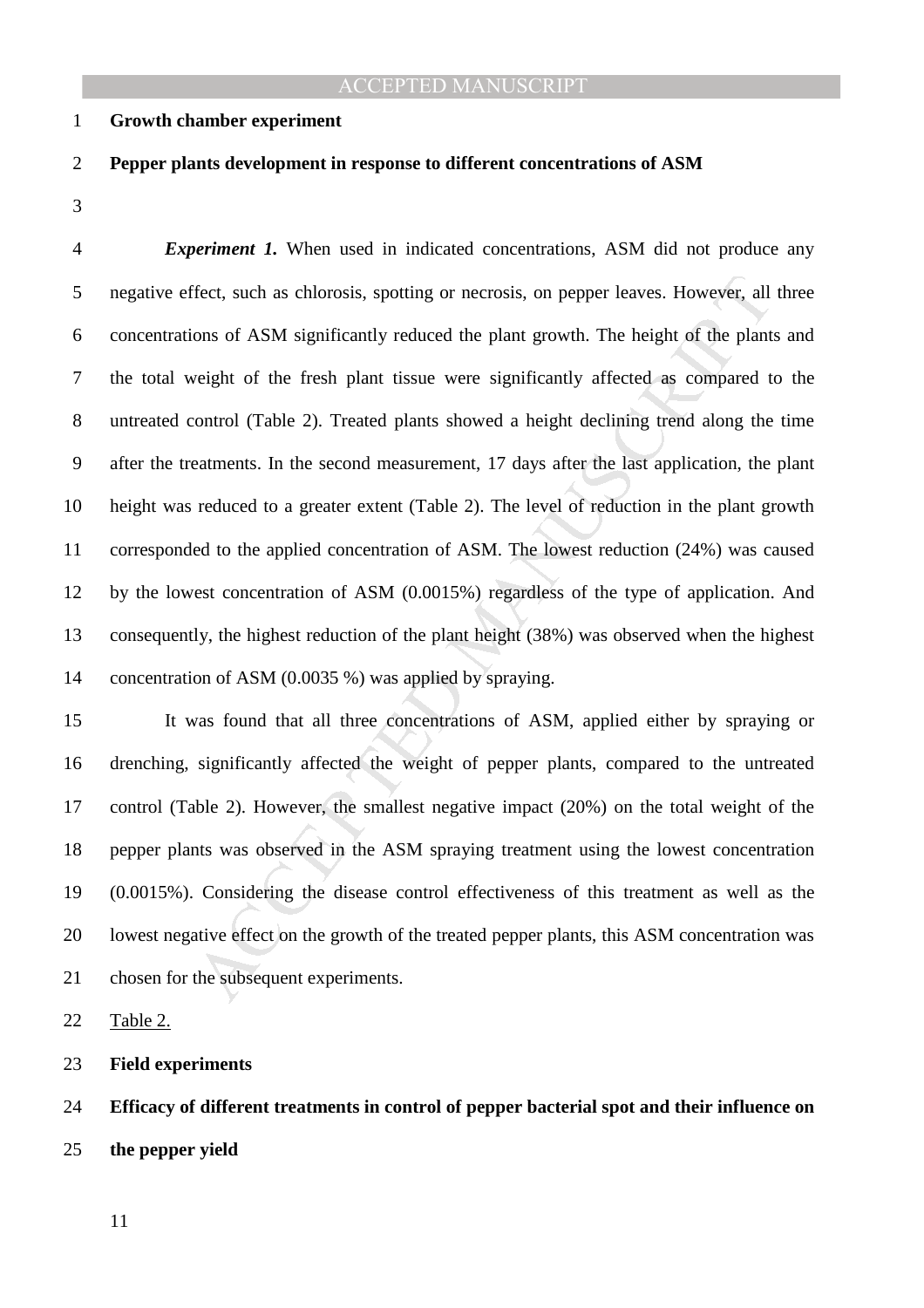**Growth chamber experiment**

**Pepper plants development in response to different concentrations of ASM**

***Experiment 1.*** When used in indicated concentrations, ASM did not produce any negative effect, such as chlorosis, spotting or necrosis, on pepper leaves. However, all three concentrations of ASM significantly reduced the plant growth. The height of the plants and the total weight of the fresh plant tissue were significantly affected as compared to the untreated control (Table 2). Treated plants showed a height declining trend along the time after the treatments. In the second measurement, 17 days after the last application, the plant height was reduced to a greater extent (Table 2). The level of reduction in the plant growth corresponded to the applied concentration of ASM. The lowest reduction (24%) was caused by the lowest concentration of ASM (0.0015%) regardless of the type of application. And consequently, the highest reduction of the plant height (38%) was observed when the highest concentration of ASM (0.0035 %) was applied by spraying.

It was found that all three concentrations of ASM, applied either by spraying or drenching, significantly affected the weight of pepper plants, compared to the untreated control (Table 2). However, the smallest negative impact (20%) on the total weight of the pepper plants was observed in the ASM spraying treatment using the lowest concentration (0.0015%). Considering the disease control effectiveness of this treatment as well as the lowest negative effect on the growth of the treated pepper plants, this ASM concentration was chosen for the subsequent experiments.

Table 2.

**Field experiments**

**Efficacy of different treatments in control of pepper bacterial spot and their influence on the pepper yield**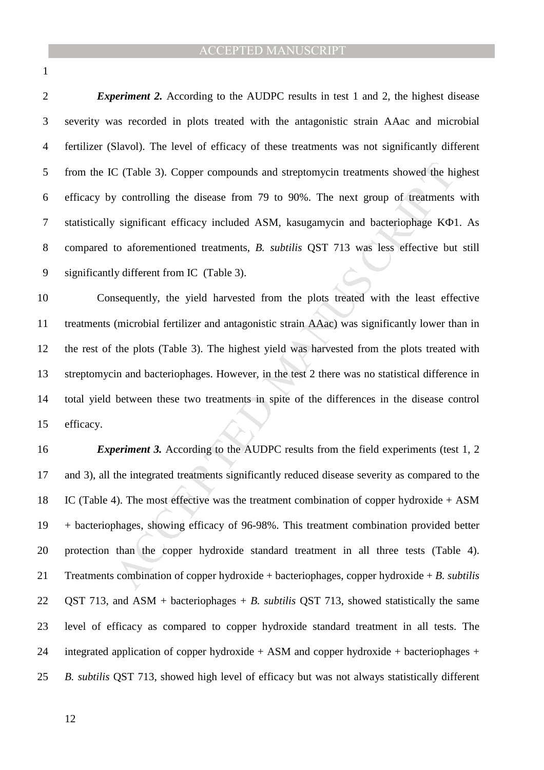***Experiment 2.*** According to the AUDPC results in test 1 and 2, the highest disease severity was recorded in plots treated with the antagonistic strain AAac and microbial fertilizer (Slavol). The level of efficacy of these treatments was not significantly different from the IC (Table 3). Copper compounds and streptomycin treatments showed the highest efficacy by controlling the disease from 79 to 90%. The next group of treatments with statistically significant efficacy included ASM, kasugamycin and bacteriophage KΦ1. As compared to aforementioned treatments, *B. subtilis* QST 713 was less effective but still significantly different from IC (Table 3).

Consequently, the yield harvested from the plots treated with the least effective treatments (microbial fertilizer and antagonistic strain AAac) was significantly lower than in the rest of the plots (Table 3). The highest yield was harvested from the plots treated with streptomycin and bacteriophages. However, in the test 2 there was no statistical difference in total yield between these two treatments in spite of the differences in the disease control efficacy.

***Experiment 3.*** According to the AUDPC results from the field experiments (test 1, 2 and 3), all the integrated treatments significantly reduced disease severity as compared to the IC (Table 4). The most effective was the treatment combination of copper hydroxide + ASM + bacteriophages, showing efficacy of 96-98%. This treatment combination provided better protection than the copper hydroxide standard treatment in all three tests (Table 4). Treatments combination of copper hydroxide + bacteriophages, copper hydroxide + *B. subtilis* QST 713, and ASM + bacteriophages + *B. subtilis* QST 713, showed statistically the same level of efficacy as compared to copper hydroxide standard treatment in all tests. The integrated application of copper hydroxide + ASM and copper hydroxide + bacteriophages + *B. subtilis* QST 713, showed high level of efficacy but was not always statistically different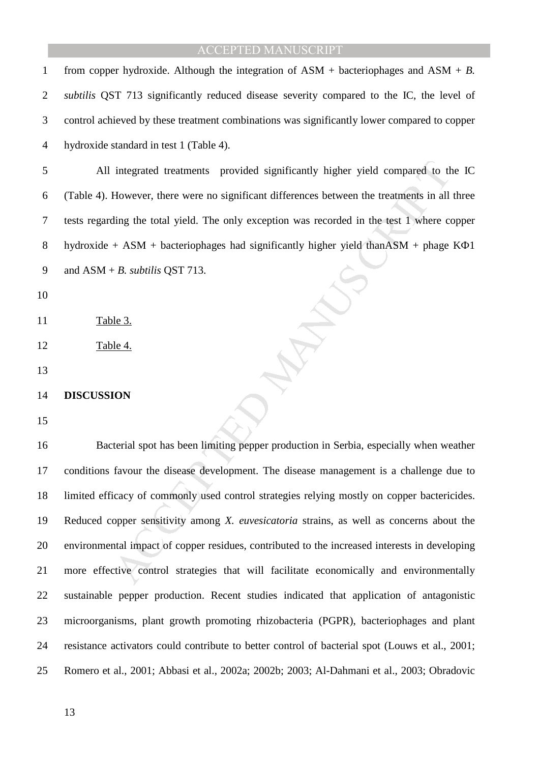from copper hydroxide. Although the integration of ASM + bacteriophages and ASM + *B. subtilis* QST 713 significantly reduced disease severity compared to the IC, the level of control achieved by these treatment combinations was significantly lower compared to copper hydroxide standard in test 1 (Table 4).

All integrated treatments provided significantly higher yield compared to the IC (Table 4). However, there were no significant differences between the treatments in all three tests regarding the total yield. The only exception was recorded in the test 1 where copper hydroxide + ASM + bacteriophages had significantly higher yield thanASM + phage KΦ1 and ASM + *B. subtilis* QST 713.

Table 3.

Table 4.

## DISCUSSION

Bacterial spot has been limiting pepper production in Serbia, especially when weather conditions favour the disease development. The disease management is a challenge due to limited efficacy of commonly used control strategies relying mostly on copper bactericides. Reduced copper sensitivity among *X. euvesicatoria* strains, as well as concerns about the environmental impact of copper residues, contributed to the increased interests in developing more effective control strategies that will facilitate economically and environmentally sustainable pepper production. Recent studies indicated that application of antagonistic microorganisms, plant growth promoting rhizobacteria (PGPR), bacteriophages and plant resistance activators could contribute to better control of bacterial spot (Louws et al., 2001; Romero et al., 2001; Abbasi et al., 2002a; 2002b; 2003; Al-Dahmani et al., 2003; Obradovic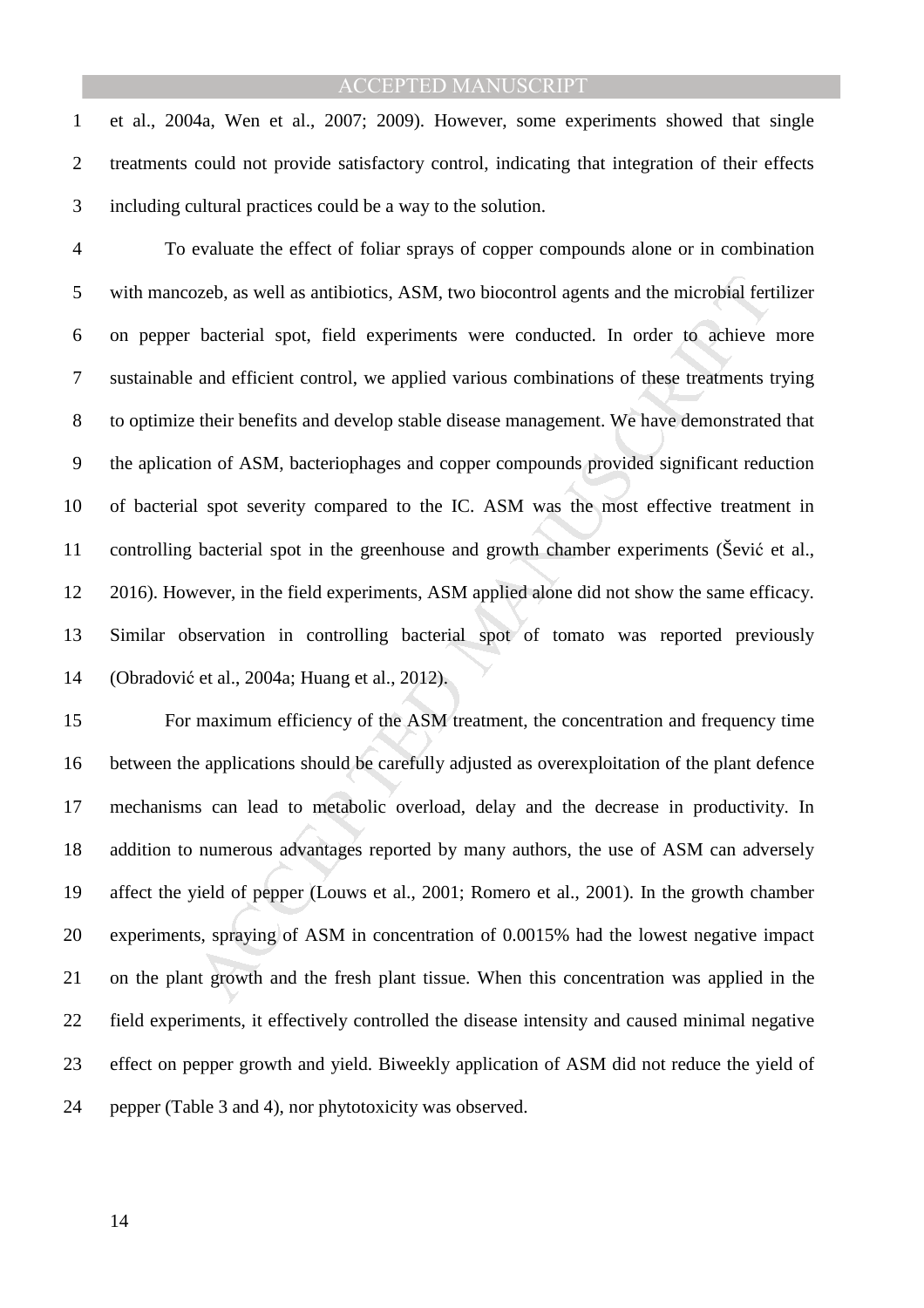et al., 2004a, Wen et al., 2007; 2009). However, some experiments showed that single treatments could not provide satisfactory control, indicating that integration of their effects including cultural practices could be a way to the solution.

To evaluate the effect of foliar sprays of copper compounds alone or in combination with mancozeb, as well as antibiotics, ASM, two biocontrol agents and the microbial fertilizer on pepper bacterial spot, field experiments were conducted. In order to achieve more sustainable and efficient control, we applied various combinations of these treatments trying to optimize their benefits and develop stable disease management. We have demonstrated that the aplication of ASM, bacteriophages and copper compounds provided significant reduction of bacterial spot severity compared to the IC. ASM was the most effective treatment in controlling bacterial spot in the greenhouse and growth chamber experiments (Šević et al., 2016). However, in the field experiments, ASM applied alone did not show the same efficacy. Similar observation in controlling bacterial spot of tomato was reported previously (Obradović et al., 2004a; Huang et al., 2012).

For maximum efficiency of the ASM treatment, the concentration and frequency time between the applications should be carefully adjusted as overexploitation of the plant defence mechanisms can lead to metabolic overload, delay and the decrease in productivity. In addition to numerous advantages reported by many authors, the use of ASM can adversely affect the yield of pepper (Louws et al., 2001; Romero et al., 2001). In the growth chamber experiments, spraying of ASM in concentration of 0.0015% had the lowest negative impact on the plant growth and the fresh plant tissue. When this concentration was applied in the field experiments, it effectively controlled the disease intensity and caused minimal negative effect on pepper growth and yield. Biweekly application of ASM did not reduce the yield of pepper (Table 3 and 4), nor phytotoxicity was observed.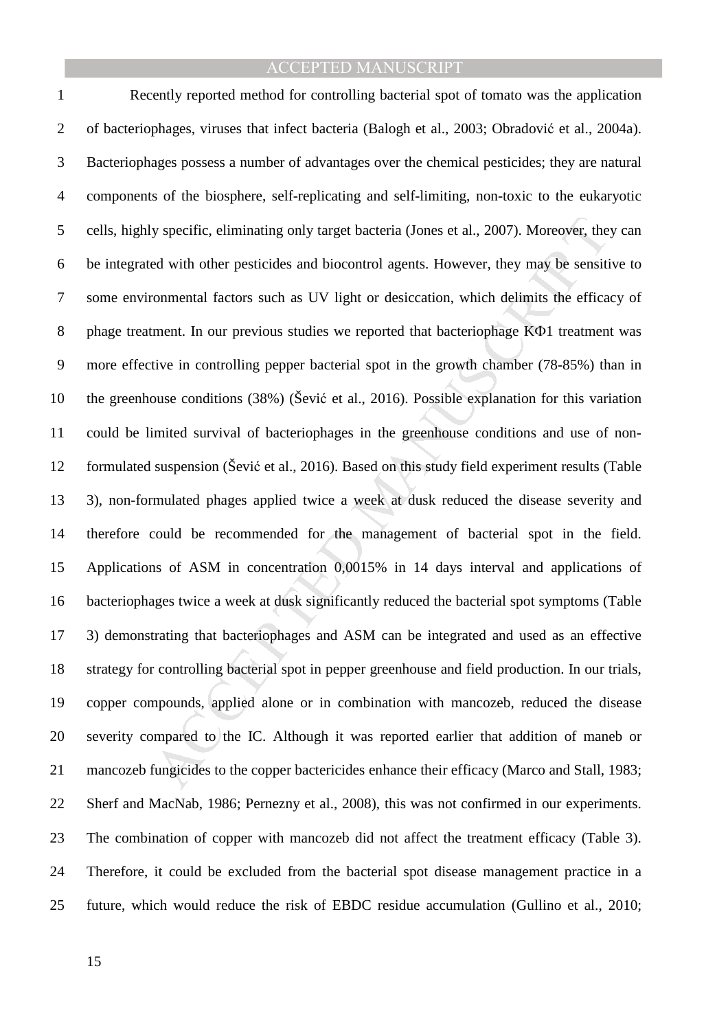Recently reported method for controlling bacterial spot of tomato was the application of bacteriophages, viruses that infect bacteria (Balogh et al., 2003; Obradović et al., 2004a). Bacteriophages possess a number of advantages over the chemical pesticides; they are natural components of the biosphere, self-replicating and self-limiting, non-toxic to the eukaryotic cells, highly specific, eliminating only target bacteria (Jones et al., 2007). Moreover, they can be integrated with other pesticides and biocontrol agents. However, they may be sensitive to some environmental factors such as UV light or desiccation, which delimits the efficacy of phage treatment. In our previous studies we reported that bacteriophage KΦ1 treatment was more effective in controlling pepper bacterial spot in the growth chamber (78-85%) than in the greenhouse conditions (38%) (Šević et al., 2016). Possible explanation for this variation could be limited survival of bacteriophages in the greenhouse conditions and use of non-formulated suspension (Šević et al., 2016). Based on this study field experiment results (Table 3), non-formulated phages applied twice a week at dusk reduced the disease severity and therefore could be recommended for the management of bacterial spot in the field. Applications of ASM in concentration 0,0015% in 14 days interval and applications of bacteriophages twice a week at dusk significantly reduced the bacterial spot symptoms (Table 3) demonstrating that bacteriophages and ASM can be integrated and used as an effective strategy for controlling bacterial spot in pepper greenhouse and field production. In our trials, copper compounds, applied alone or in combination with mancozeb, reduced the disease severity compared to the IC. Although it was reported earlier that addition of maneb or mancozeb fungicides to the copper bactericides enhance their efficacy (Marco and Stall, 1983; Sherf and MacNab, 1986; Pernezny et al., 2008), this was not confirmed in our experiments. The combination of copper with mancozeb did not affect the treatment efficacy (Table 3). Therefore, it could be excluded from the bacterial spot disease management practice in a future, which would reduce the risk of EBDC residue accumulation (Gullino et al., 2010;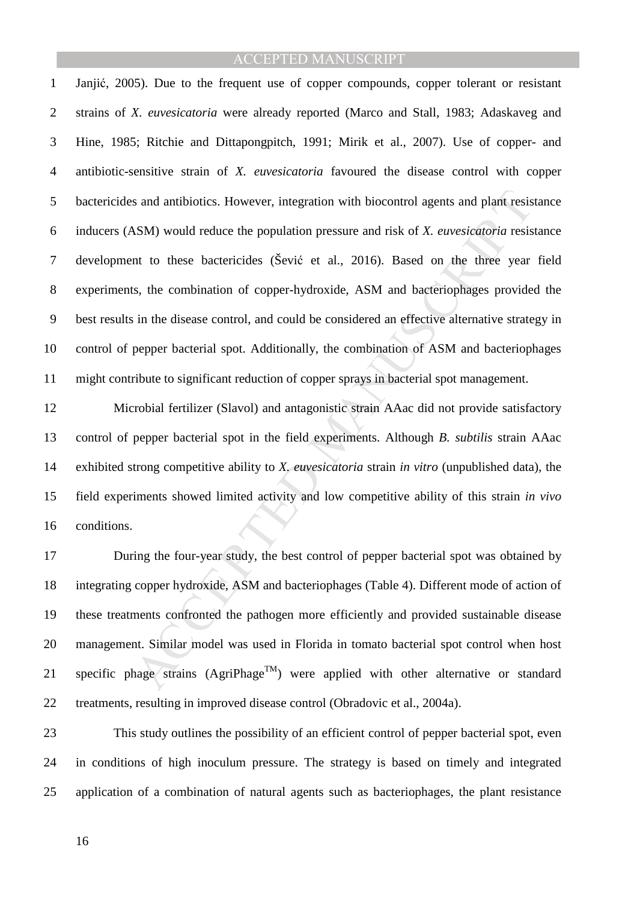Janjić, 2005). Due to the frequent use of copper compounds, copper tolerant or resistant strains of *X. euvesicatoria* were already reported (Marco and Stall, 1983; Adaskaveg and Hine, 1985; Ritchie and Dittapongpitch, 1991; Mirik et al., 2007). Use of copper- and antibiotic-sensitive strain of *X. euvesicatoria* favoured the disease control with copper bactericides and antibiotics. However, integration with biocontrol agents and plant resistance inducers (ASM) would reduce the population pressure and risk of *X. euvesicatoria* resistance development to these bactericides (Šević et al., 2016). Based on the three year field experiments, the combination of copper-hydroxide, ASM and bacteriophages provided the best results in the disease control, and could be considered an effective alternative strategy in control of pepper bacterial spot. Additionally, the combination of ASM and bacteriophages might contribute to significant reduction of copper sprays in bacterial spot management.

Microbial fertilizer (Slavol) and antagonistic strain AAac did not provide satisfactory control of pepper bacterial spot in the field experiments. Although *B. subtilis* strain AAac exhibited strong competitive ability to *X. euvesicatoria* strain *in vitro* (unpublished data), the field experiments showed limited activity and low competitive ability of this strain *in vivo* conditions.

During the four-year study, the best control of pepper bacterial spot was obtained by integrating copper hydroxide, ASM and bacteriophages (Table 4). Different mode of action of these treatments confronted the pathogen more efficiently and provided sustainable disease management. Similar model was used in Florida in tomato bacterial spot control when host specific phage strains (AgriPhage™) were applied with other alternative or standard treatments, resulting in improved disease control (Obradovic et al., 2004a).

This study outlines the possibility of an efficient control of pepper bacterial spot, even in conditions of high inoculum pressure. The strategy is based on timely and integrated application of a combination of natural agents such as bacteriophages, the plant resistance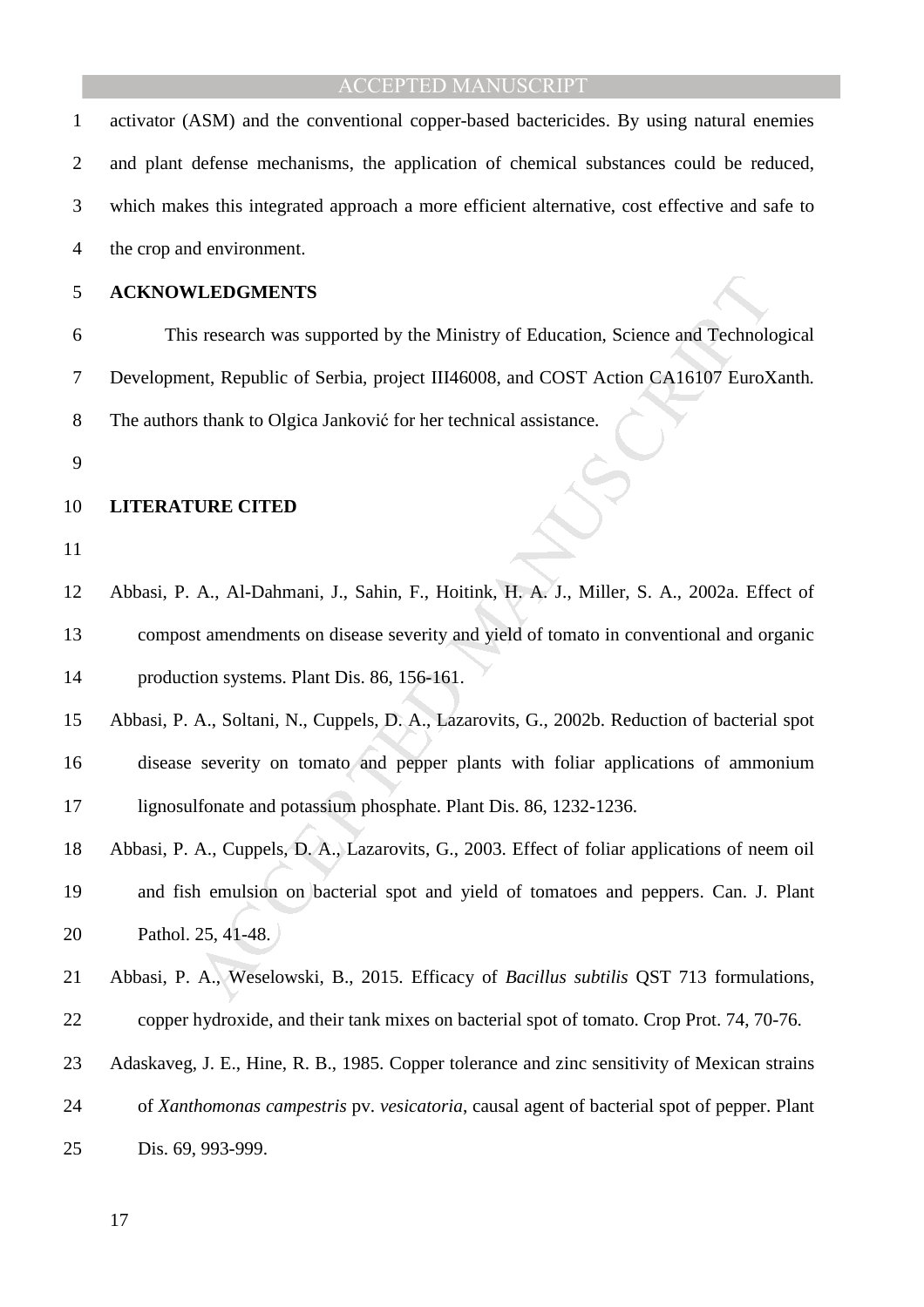activator (ASM) and the conventional copper-based bactericides. By using natural enemies and plant defense mechanisms, the application of chemical substances could be reduced, which makes this integrated approach a more efficient alternative, cost effective and safe to the crop and environment.

## ACKNOWLEDGMENTS

This research was supported by the Ministry of Education, Science and Technological Development, Republic of Serbia, project III46008, and COST Action CA16107 EuroXanth. The authors thank to Olgica Janković for her technical assistance.

## LITERATURE CITED

Abbasi, P. A., Al-Dahmani, J., Sahin, F., Hoitink, H. A. J., Miller, S. A., 2002a. Effect of compost amendments on disease severity and yield of tomato in conventional and organic production systems. Plant Dis. 86, 156-161.

Abbasi, P. A., Soltani, N., Cuppels, D. A., Lazarovits, G., 2002b. Reduction of bacterial spot disease severity on tomato and pepper plants with foliar applications of ammonium lignosulfonate and potassium phosphate. Plant Dis. 86, 1232-1236.

Abbasi, P. A., Cuppels, D. A., Lazarovits, G., 2003. Effect of foliar applications of neem oil and fish emulsion on bacterial spot and yield of tomatoes and peppers. Can. J. Plant Pathol. 25, 41-48.

Abbasi, P. A., Weselowski, B., 2015. Efficacy of *Bacillus subtilis* QST 713 formulations, copper hydroxide, and their tank mixes on bacterial spot of tomato. Crop Prot. 74, 70-76.

Adaskaveg, J. E., Hine, R. B., 1985. Copper tolerance and zinc sensitivity of Mexican strains of *Xanthomonas campestris* pv. *vesicatoria*, causal agent of bacterial spot of pepper. Plant Dis. 69, 993-999.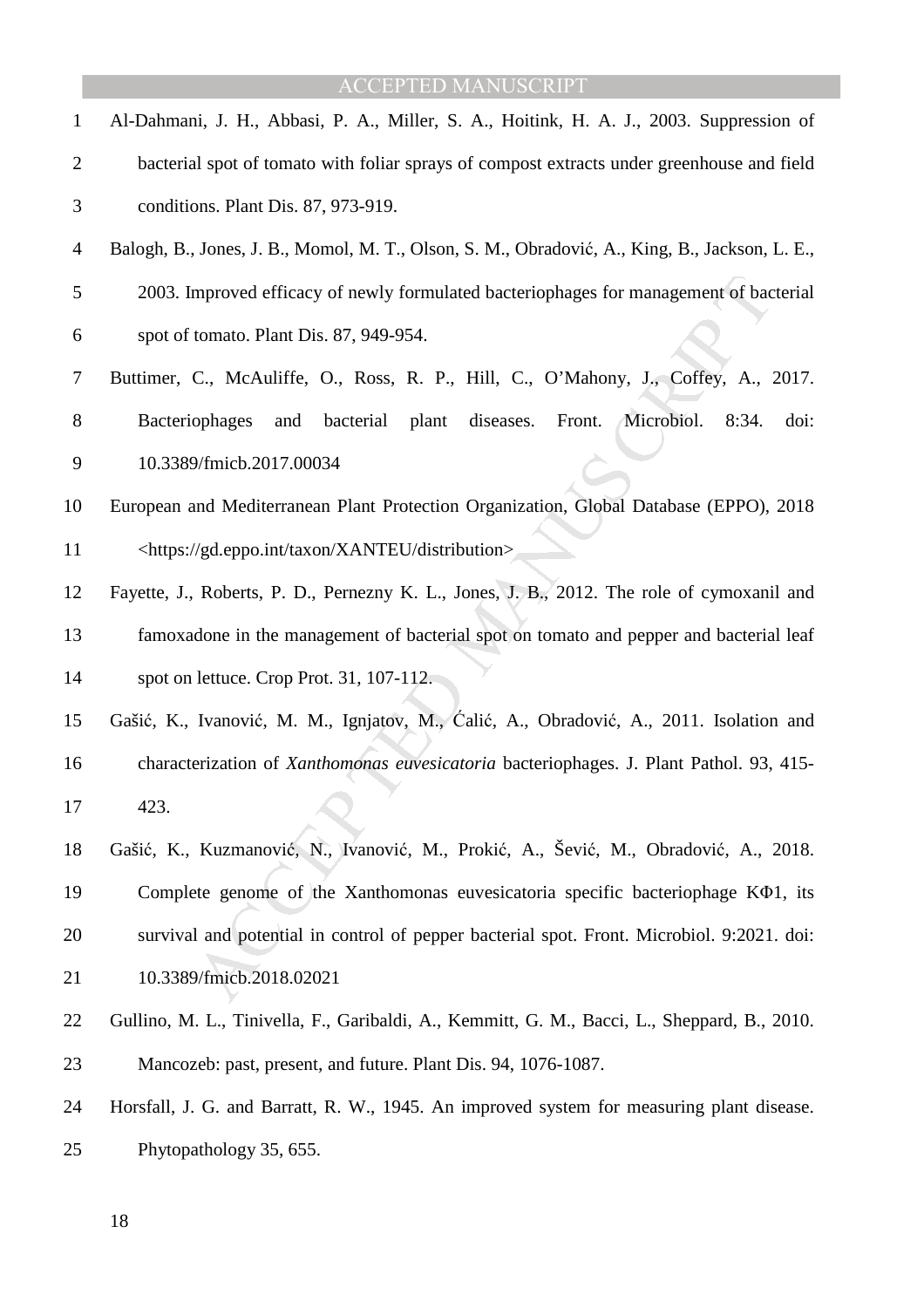Al-Dahmani, J. H., Abbasi, P. A., Miller, S. A., Hoitink, H. A. J., 2003. Suppression of bacterial spot of tomato with foliar sprays of compost extracts under greenhouse and field conditions. Plant Dis. 87, 973-919.

Balogh, B., Jones, J. B., Momol, M. T., Olson, S. M., Obradović, A., King, B., Jackson, L. E., 2003. Improved efficacy of newly formulated bacteriophages for management of bacterial spot of tomato. Plant Dis. 87, 949-954.

Buttimer, C., McAuliffe, O., Ross, R. P., Hill, C., O'Mahony, J., Coffey, A., 2017. Bacteriophages and bacterial plant diseases. Front. Microbiol. 8:34. doi: 10.3389/fmicb.2017.00034

European and Mediterranean Plant Protection Organization, Global Database (EPPO), 2018 <https://gd.eppo.int/taxon/XANTEU/distribution>

Fayette, J., Roberts, P. D., Pernezny K. L., Jones, J. B., 2012. The role of cymoxanil and famoxadone in the management of bacterial spot on tomato and pepper and bacterial leaf spot on lettuce. Crop Prot. 31, 107-112.

Gašić, K., Ivanović, M. M., Ignjatov, M., Ćalić, A., Obradović, A., 2011. Isolation and characterization of *Xanthomonas euvesicatoria* bacteriophages. J. Plant Pathol. 93, 415-423.

Gašić, K., Kuzmanović, N., Ivanović, M., Prokić, A., Šević, M., Obradović, A., 2018. Complete genome of the Xanthomonas euvesicatoria specific bacteriophage KΦ1, its survival and potential in control of pepper bacterial spot. Front. Microbiol. 9:2021. doi: 10.3389/fmicb.2018.02021

Gullino, M. L., Tinivella, F., Garibaldi, A., Kemmitt, G. M., Bacci, L., Sheppard, B., 2010. Mancozeb: past, present, and future. Plant Dis. 94, 1076-1087.

Horsfall, J. G. and Barratt, R. W., 1945. An improved system for measuring plant disease. Phytopathology 35, 655.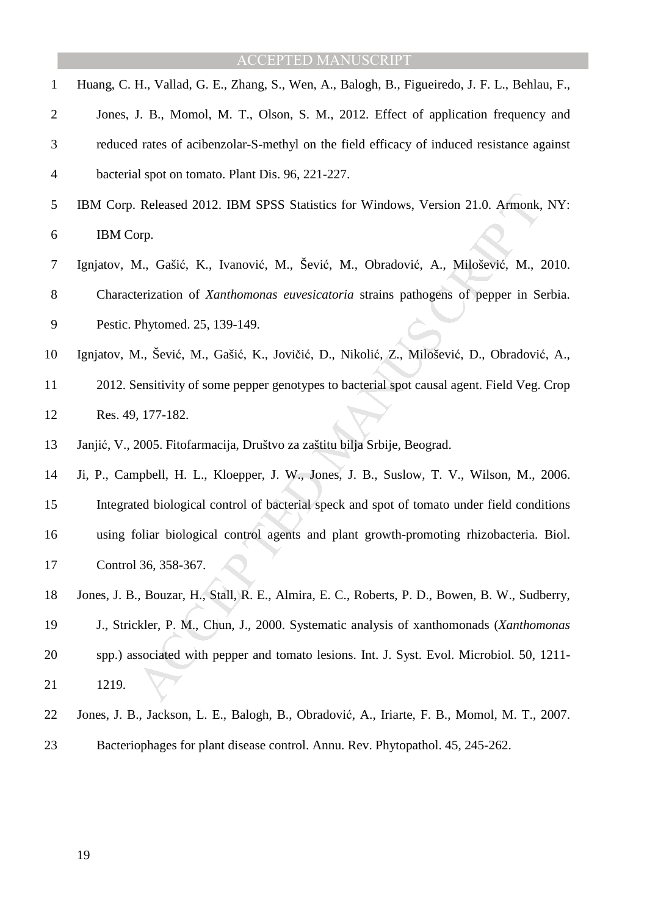Huang, C. H., Vallad, G. E., Zhang, S., Wen, A., Balogh, B., Figueiredo, J. F. L., Behlau, F., Jones, J. B., Momol, M. T., Olson, S. M., 2012. Effect of application frequency and reduced rates of acibenzolar-S-methyl on the field efficacy of induced resistance against bacterial spot on tomato. Plant Dis. 96, 221-227.

IBM Corp. Released 2012. IBM SPSS Statistics for Windows, Version 21.0. Armonk, NY: IBM Corp.

Ignjatov, M., Gašić, K., Ivanović, M., Šević, M., Obradović, A., Milošević, M., 2010. Characterization of *Xanthomonas euvesicatoria* strains pathogens of pepper in Serbia. Pestic. Phytomed. 25, 139-149.

Ignjatov, M., Šević, M., Gašić, K., Jovičić, D., Nikolić, Z., Milošević, D., Obradović, A., 2012. Sensitivity of some pepper genotypes to bacterial spot causal agent. Field Veg. Crop Res. 49, 177-182.

Janjić, V., 2005. Fitofarmacija, Društvo za zaštitu bilja Srbije, Beograd.

Ji, P., Campbell, H. L., Kloepper, J. W., Jones, J. B., Suslow, T. V., Wilson, M., 2006. Integrated biological control of bacterial speck and spot of tomato under field conditions using foliar biological control agents and plant growth-promoting rhizobacteria. Biol. Control 36, 358-367.

Jones, J. B., Bouzar, H., Stall, R. E., Almira, E. C., Roberts, P. D., Bowen, B. W., Sudberry, J., Strickler, P. M., Chun, J., 2000. Systematic analysis of xanthomonads (*Xanthomonas* spp.) associated with pepper and tomato lesions. Int. J. Syst. Evol. Microbiol. 50, 1211-1219.

Jones, J. B., Jackson, L. E., Balogh, B., Obradović, A., Iriarte, F. B., Momol, M. T., 2007. Bacteriophages for plant disease control. Annu. Rev. Phytopathol. 45, 245-262.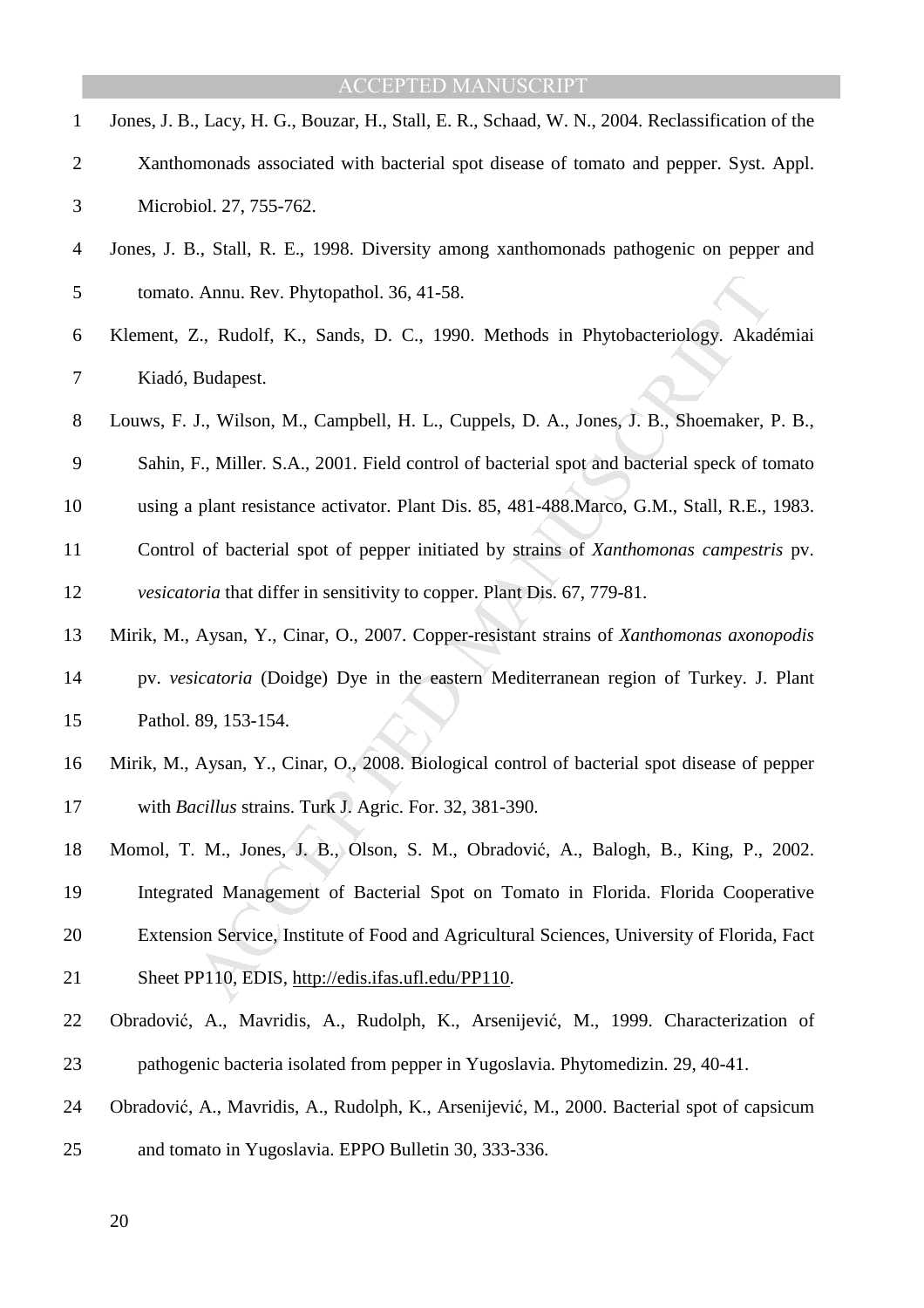Jones, J. B., Lacy, H. G., Bouzar, H., Stall, E. R., Schaad, W. N., 2004. Reclassification of the Xanthomonads associated with bacterial spot disease of tomato and pepper. Syst. Appl. Microbiol. 27, 755-762.

Jones, J. B., Stall, R. E., 1998. Diversity among xanthomonads pathogenic on pepper and tomato. Annu. Rev. Phytopathol. 36, 41-58.

Klement, Z., Rudolf, K., Sands, D. C., 1990. Methods in Phytobacteriology. Akadémiai Kiadó, Budapest.

Louws, F. J., Wilson, M., Campbell, H. L., Cuppels, D. A., Jones, J. B., Shoemaker, P. B., Sahin, F., Miller. S.A., 2001. Field control of bacterial spot and bacterial speck of tomato using a plant resistance activator. Plant Dis. 85, 481-488.Marco, G.M., Stall, R.E., 1983. Control of bacterial spot of pepper initiated by strains of *Xanthomonas campestris* pv. *vesicatoria* that differ in sensitivity to copper. Plant Dis. 67, 779-81.

Mirik, M., Aysan, Y., Cinar, O., 2007. Copper-resistant strains of *Xanthomonas axonopodis* pv. *vesicatoria* (Doidge) Dye in the eastern Mediterranean region of Turkey. J. Plant Pathol. 89, 153-154.

Mirik, M., Aysan, Y., Cinar, O., 2008. Biological control of bacterial spot disease of pepper with *Bacillus* strains. Turk J. Agric. For. 32, 381-390.

Momol, T. M., Jones, J. B., Olson, S. M., Obradović, A., Balogh, B., King, P., 2002. Integrated Management of Bacterial Spot on Tomato in Florida. Florida Cooperative Extension Service, Institute of Food and Agricultural Sciences, University of Florida, Fact Sheet PP110, EDIS, http://edis.ifas.ufl.edu/PP110.

Obradović, A., Mavridis, A., Rudolph, K., Arsenijević, M., 1999. Characterization of pathogenic bacteria isolated from pepper in Yugoslavia. Phytomedizin. 29, 40-41.

Obradović, A., Mavridis, A., Rudolph, K., Arsenijević, M., 2000. Bacterial spot of capsicum and tomato in Yugoslavia. EPPO Bulletin 30, 333-336.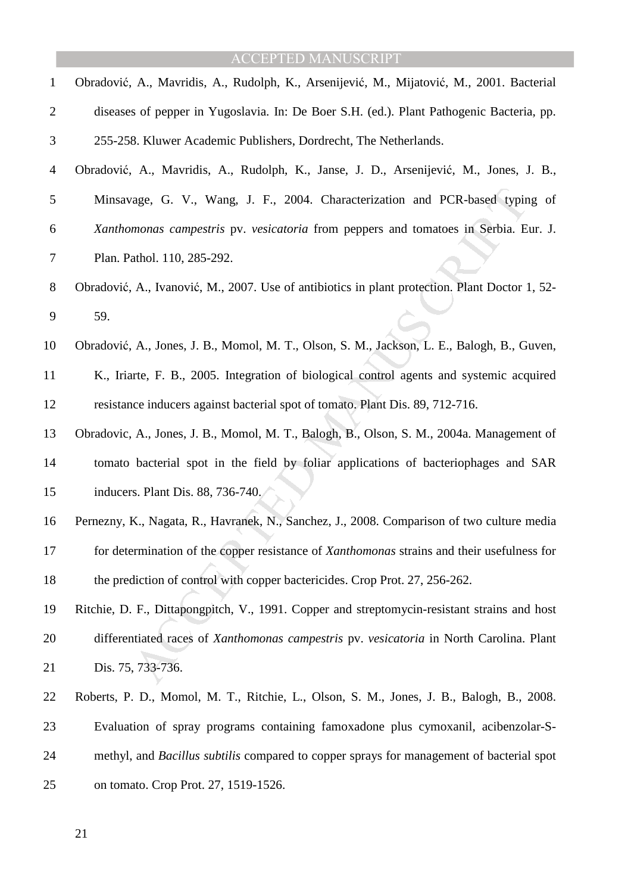Obradović, A., Mavridis, A., Rudolph, K., Arsenijević, M., Mijatović, M., 2001. Bacterial diseases of pepper in Yugoslavia. In: De Boer S.H. (ed.). Plant Pathogenic Bacteria, pp. 255-258. Kluwer Academic Publishers, Dordrecht, The Netherlands.

Obradović, A., Mavridis, A., Rudolph, K., Janse, J. D., Arsenijević, M., Jones, J. B., Minsavage, G. V., Wang, J. F., 2004. Characterization and PCR-based typing of *Xanthomonas campestris* pv. *vesicatoria* from peppers and tomatoes in Serbia. Eur. J. Plan. Pathol. 110, 285-292.

Obradović, A., Ivanović, M., 2007. Use of antibiotics in plant protection. Plant Doctor 1, 52-59.

Obradović, A., Jones, J. B., Momol, M. T., Olson, S. M., Jackson, L. E., Balogh, B., Guven, K., Iriarte, F. B., 2005. Integration of biological control agents and systemic acquired resistance inducers against bacterial spot of tomato. Plant Dis. 89, 712-716.

Obradovic, A., Jones, J. B., Momol, M. T., Balogh, B., Olson, S. M., 2004a. Management of tomato bacterial spot in the field by foliar applications of bacteriophages and SAR inducers. Plant Dis. 88, 736-740.

Pernezny, K., Nagata, R., Havranek, N., Sanchez, J., 2008. Comparison of two culture media for determination of the copper resistance of *Xanthomonas* strains and their usefulness for the prediction of control with copper bactericides. Crop Prot. 27, 256-262.

Ritchie, D. F., Dittapongpitch, V., 1991. Copper and streptomycin-resistant strains and host differentiated races of *Xanthomonas campestris* pv. *vesicatoria* in North Carolina. Plant Dis. 75, 733-736.

Roberts, P. D., Momol, M. T., Ritchie, L., Olson, S. M., Jones, J. B., Balogh, B., 2008. Evaluation of spray programs containing famoxadone plus cymoxanil, acibenzolar-S-methyl, and *Bacillus subtilis* compared to copper sprays for management of bacterial spot on tomato. Crop Prot. 27, 1519-1526.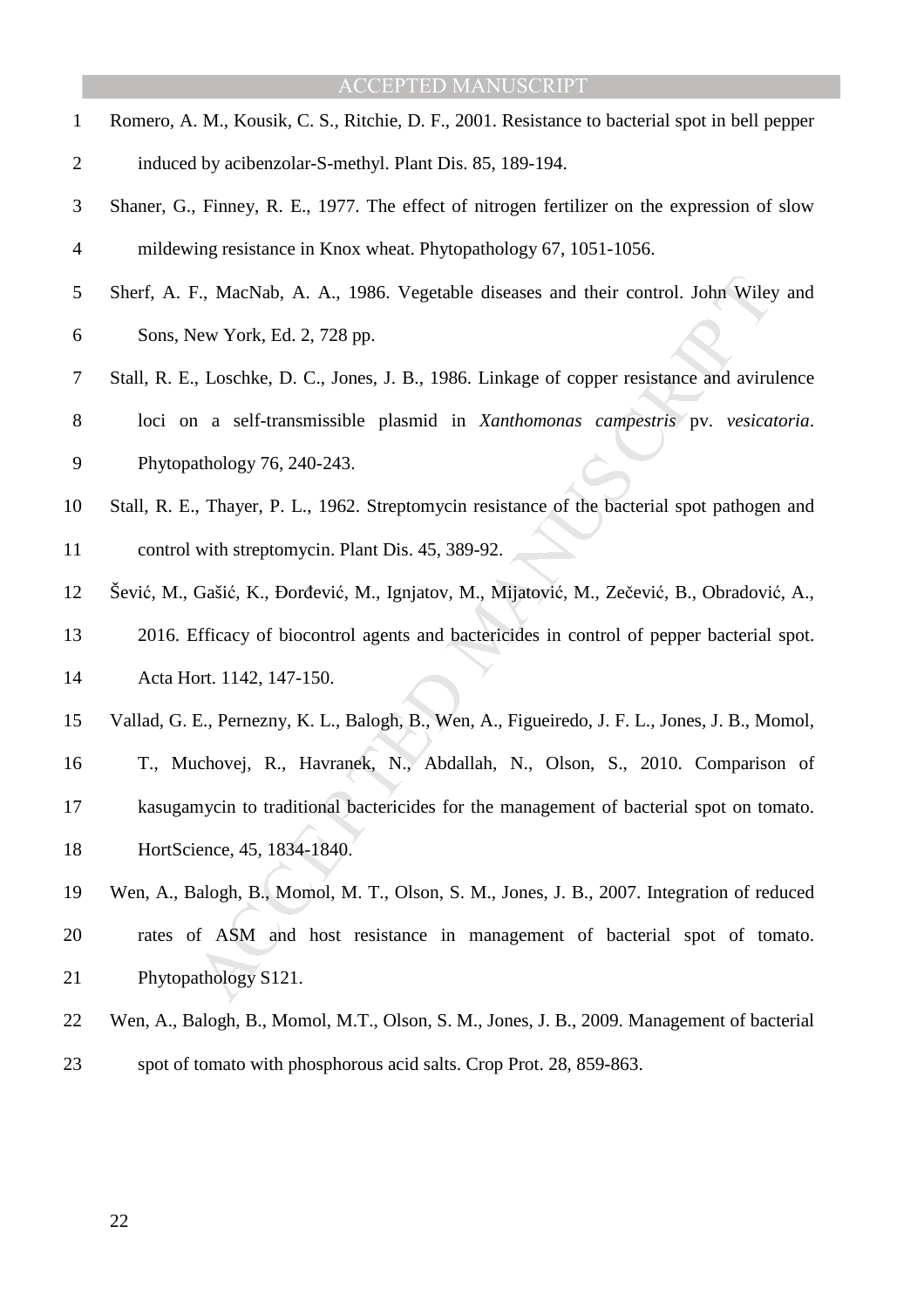Romero, A. M., Kousik, C. S., Ritchie, D. F., 2001. Resistance to bacterial spot in bell pepper induced by acibenzolar-S-methyl. Plant Dis. 85, 189-194.

Shaner, G., Finney, R. E., 1977. The effect of nitrogen fertilizer on the expression of slow mildewing resistance in Knox wheat. Phytopathology 67, 1051-1056.

Sherf, A. F., MacNab, A. A., 1986. Vegetable diseases and their control. John Wiley and Sons, New York, Ed. 2, 728 pp.

Stall, R. E., Loschke, D. C., Jones, J. B., 1986. Linkage of copper resistance and avirulence loci on a self-transmissible plasmid in *Xanthomonas campestris* pv. *vesicatoria*. Phytopathology 76, 240-243.

Stall, R. E., Thayer, P. L., 1962. Streptomycin resistance of the bacterial spot pathogen and control with streptomycin. Plant Dis. 45, 389-92.

Šević, M., Gašić, K., Đorđević, M., Ignjatov, M., Mijatović, M., Zečević, B., Obradović, A., 2016. Efficacy of biocontrol agents and bactericides in control of pepper bacterial spot. Acta Hort. 1142, 147-150.

Vallad, G. E., Pernezny, K. L., Balogh, B., Wen, A., Figueiredo, J. F. L., Jones, J. B., Momol, T., Muchovej, R., Havranek, N., Abdallah, N., Olson, S., 2010. Comparison of kasugamycin to traditional bactericides for the management of bacterial spot on tomato. HortScience, 45, 1834-1840.

Wen, A., Balogh, B., Momol, M. T., Olson, S. M., Jones, J. B., 2007. Integration of reduced rates of ASM and host resistance in management of bacterial spot of tomato. Phytopathology S121.

Wen, A., Balogh, B., Momol, M.T., Olson, S. M., Jones, J. B., 2009. Management of bacterial spot of tomato with phosphorous acid salts. Crop Prot. 28, 859-863.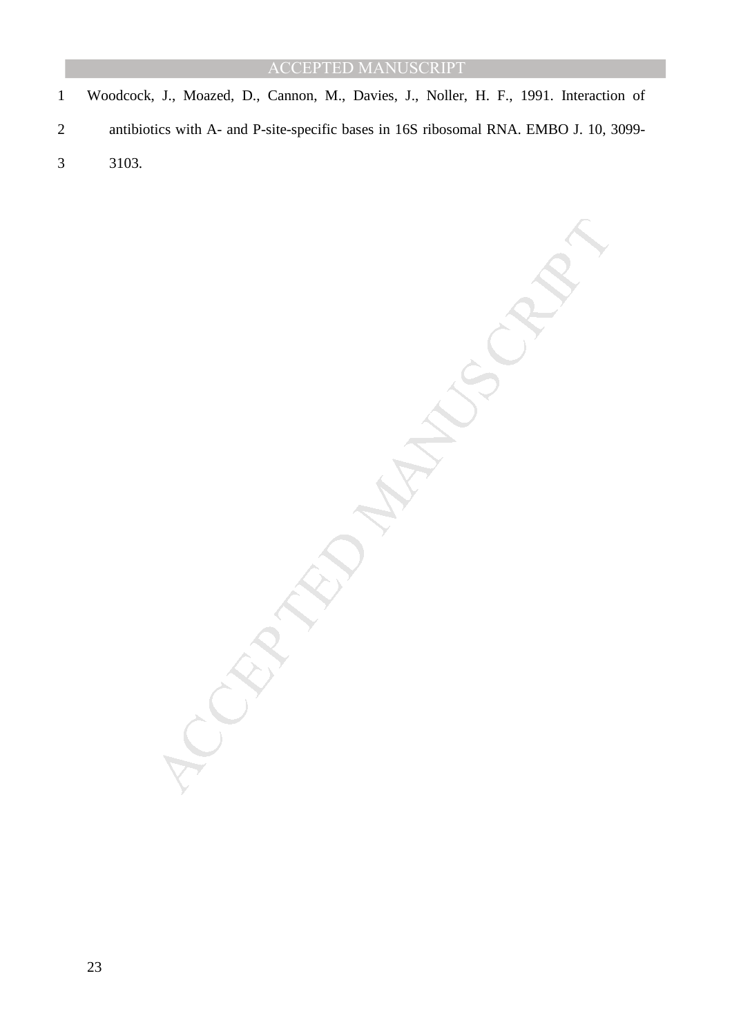Woodcock, J., Moazed, D., Cannon, M., Davies, J., Noller, H. F., 1991. Interaction of antibiotics with A- and P-site-specific bases in 16S ribosomal RNA. EMBO J. 10, 3099-3103.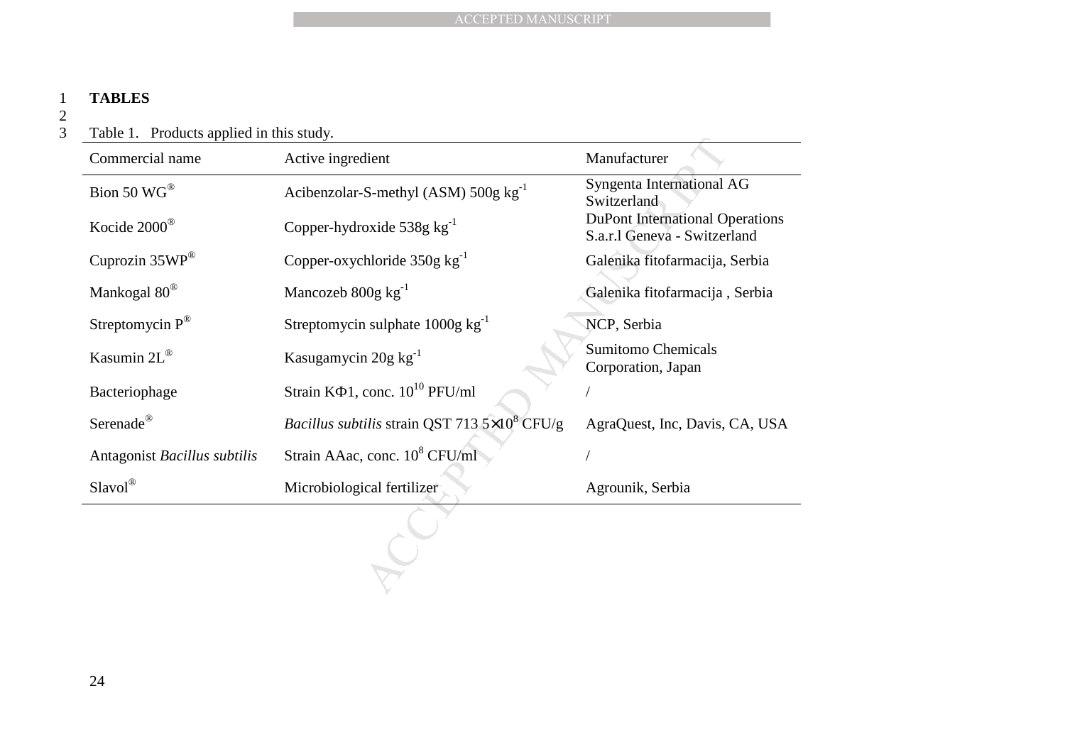# TABLES

Table 1. Products applied in this study.

| Commercial name | Active ingredient | Manufacturer |
|---|---|---|
| Bion 50 WG® | Acibenzolar-S-methyl (ASM) 500g $kg^{-1}$ | Syngenta International AG Switzerland |
| Kocide 2000® | Copper-hydroxide 538g $kg^{-1}$ | DuPont International Operations S.a.r.l Geneva - Switzerland |
| Cuprozin 35WP® | Copper-oxychloride 350g $kg^{-1}$ | Galenika fitofarmacija, Serbia |
| Mankogal 80® | Mancozeb 800g $kg^{-1}$ | Galenika fitofarmacija , Serbia |
| Streptomycin P® | Streptomycin sulphate 1000g $kg^{-1}$ | NCP, Serbia |
| Kasumin 2L® | Kasugamycin 20g $kg^{-1}$ | Sumitomo Chemicals Corporation, Japan |
| Bacteriophage | Strain KΦ1, conc. $10^{10}$ PFU/ml | / |
| Serenade® | *Bacillus subtilis* strain QST 713 $5\times10^{8}$ CFU/g | AgraQuest, Inc, Davis, CA, USA |
| Antagonist *Bacillus subtilis* | Strain AAac, conc. $10^{8}$ CFU/ml | / |
| Slavol® | Microbiological fertilizer | Agrounik, Serbia |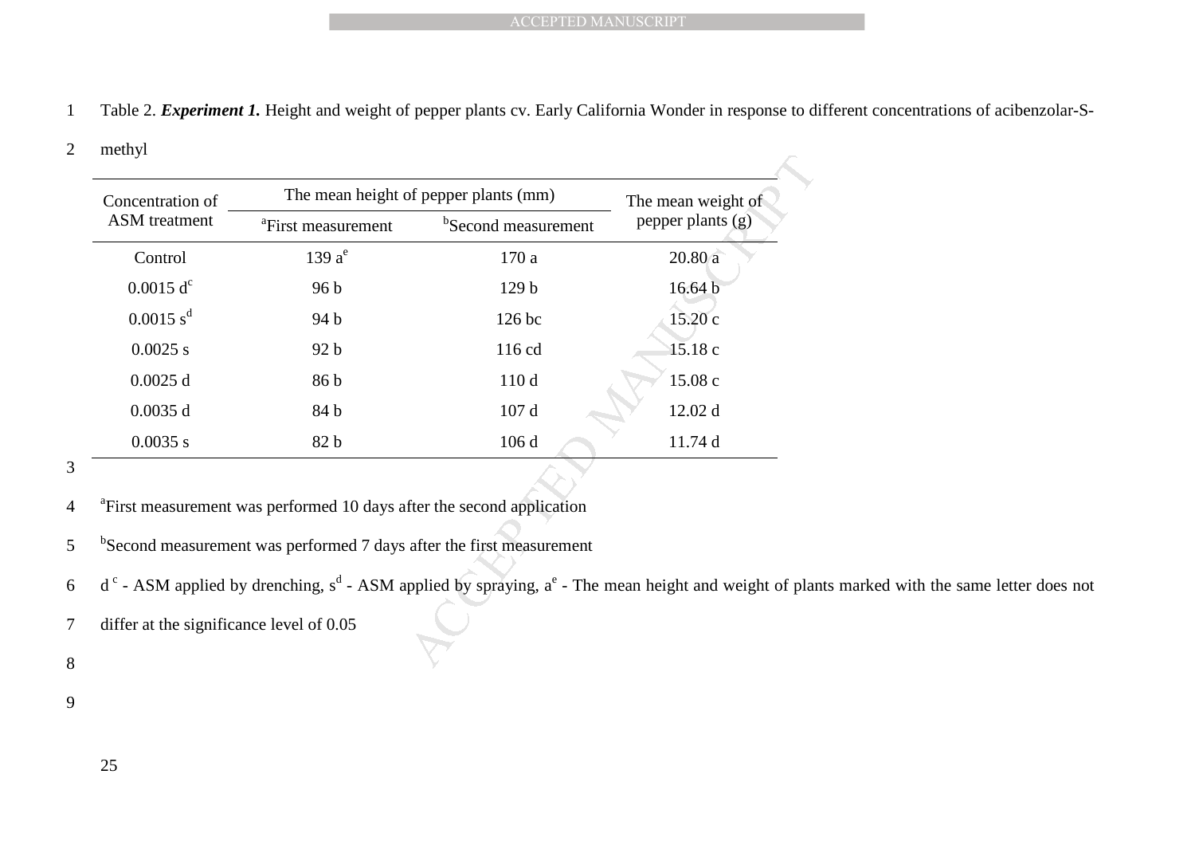Table 2. ***Experiment 1.*** Height and weight of pepper plants cv. Early California Wonder in response to different concentrations of acibenzolar-S-methyl

| Concentration of ASM treatment | The mean height of pepper plants (mm) | | The mean weight of pepper plants (g) |
|---|---|---|---|
| | [a]First measurement | [b]Second measurement | |
| Control | 139 a[e] | 170 a | 20.80 a |
| 0.0015 d[c] | 96 b | 129 b | 16.64 b |
| 0.0015 s[d] | 94 b | 126 bc | 15.20 c |
| 0.0025 s | 92 b | 116 cd | 15.18 c |
| 0.0025 d | 86 b | 110 d | 15.08 c |
| 0.0035 d | 84 b | 107 d | 12.02 d |
| 0.0035 s | 82 b | 106 d | 11.74 d |

[a]First measurement was performed 10 days after the second application

[b]Second measurement was performed 7 days after the first measurement

d [c] - ASM applied by drenching, s[d] - ASM applied by spraying, a[e] - The mean height and weight of plants marked with the same letter does not differ at the significance level of 0.05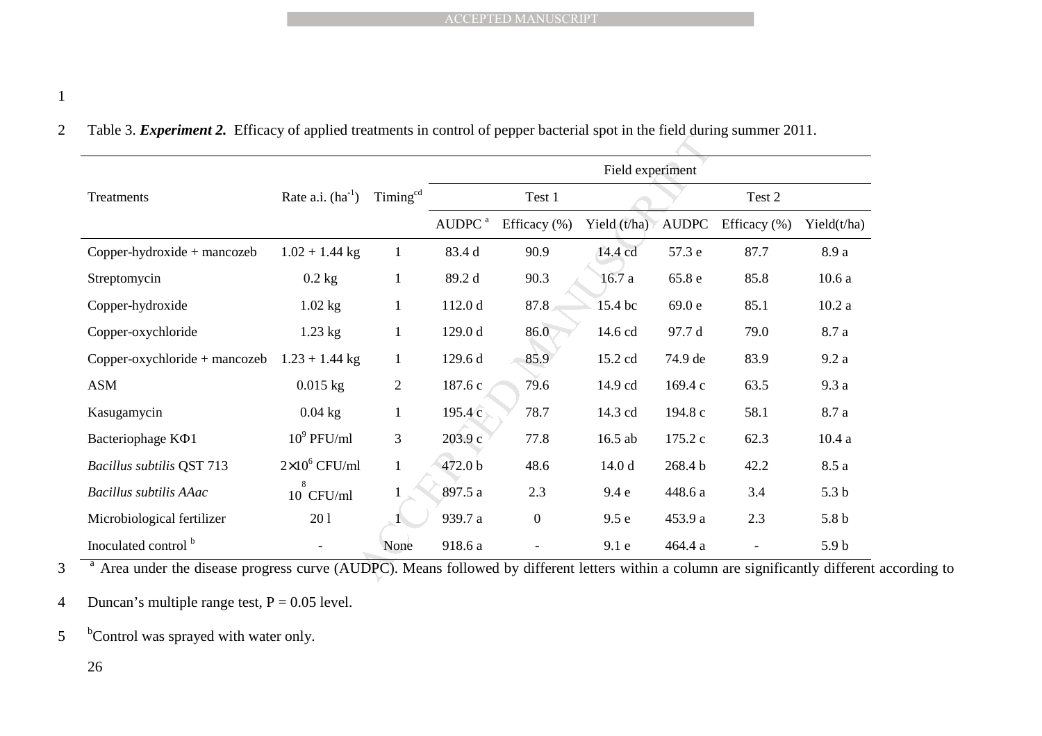Table 3. ***Experiment 2.*** Efficacy of applied treatments in control of pepper bacterial spot in the field during summer 2011.

| Treatments | Rate a.i. ($ha^{-1}$) | Timing[cd] | Field experiment | | | | | |
|---|---|---|---|---|---|---|---|---|
| | | | Test 1 | | | Test 2 | | |
| | | | AUDPC[a] | Efficacy (%) | Yield (t/ha) | AUDPC | Efficacy (%) | Yield(t/ha) |
| Copper-hydroxide + mancozeb | 1.02 + 1.44 kg | 1 | 83.4 d | 90.9 | 14.4 cd | 57.3 e | 87.7 | 8.9 a |
| Streptomycin | 0.2 kg | 1 | 89.2 d | 90.3 | 16.7 a | 65.8 e | 85.8 | 10.6 a |
| Copper-hydroxide | 1.02 kg | 1 | 112.0 d | 87.8 | 15.4 bc | 69.0 e | 85.1 | 10.2 a |
| Copper-oxychloride | 1.23 kg | 1 | 129.0 d | 86.0 | 14.6 cd | 97.7 d | 79.0 | 8.7 a |
| Copper-oxychloride + mancozeb | 1.23 + 1.44 kg | 1 | 129.6 d | 85.9 | 15.2 cd | 74.9 de | 83.9 | 9.2 a |
| ASM | 0.015 kg | 2 | 187.6 c | 79.6 | 14.9 cd | 169.4 c | 63.5 | 9.3 a |
| Kasugamycin | 0.04 kg | 1 | 195.4 c | 78.7 | 14.3 cd | 194.8 c | 58.1 | 8.7 a |
| Bacteriophage KΦ1 | $10^9$ PFU/ml | 3 | 203.9 c | 77.8 | 16.5 ab | 175.2 c | 62.3 | 10.4 a |
| *Bacillus subtilis* QST 713 | $2\times10^6$ CFU/ml | 1 | 472.0 b | 48.6 | 14.0 d | 268.4 b | 42.2 | 8.5 a |
| *Bacillus subtilis AAac* | $10^8$ CFU/ml | 1 | 897.5 a | 2.3 | 9.4 e | 448.6 a | 3.4 | 5.3 b |
| Microbiological fertilizer | 20 l | 1 | 939.7 a | 0 | 9.5 e | 453.9 a | 2.3 | 5.8 b |
| Inoculated control[b] | - | None | 918.6 a | - | 9.1 e | 464.4 a | - | 5.9 b |

[a] Area under the disease progress curve (AUDPC). Means followed by different letters within a column are significantly different according to Duncan's multiple range test, P = 0.05 level.

[b] Control was sprayed with water only.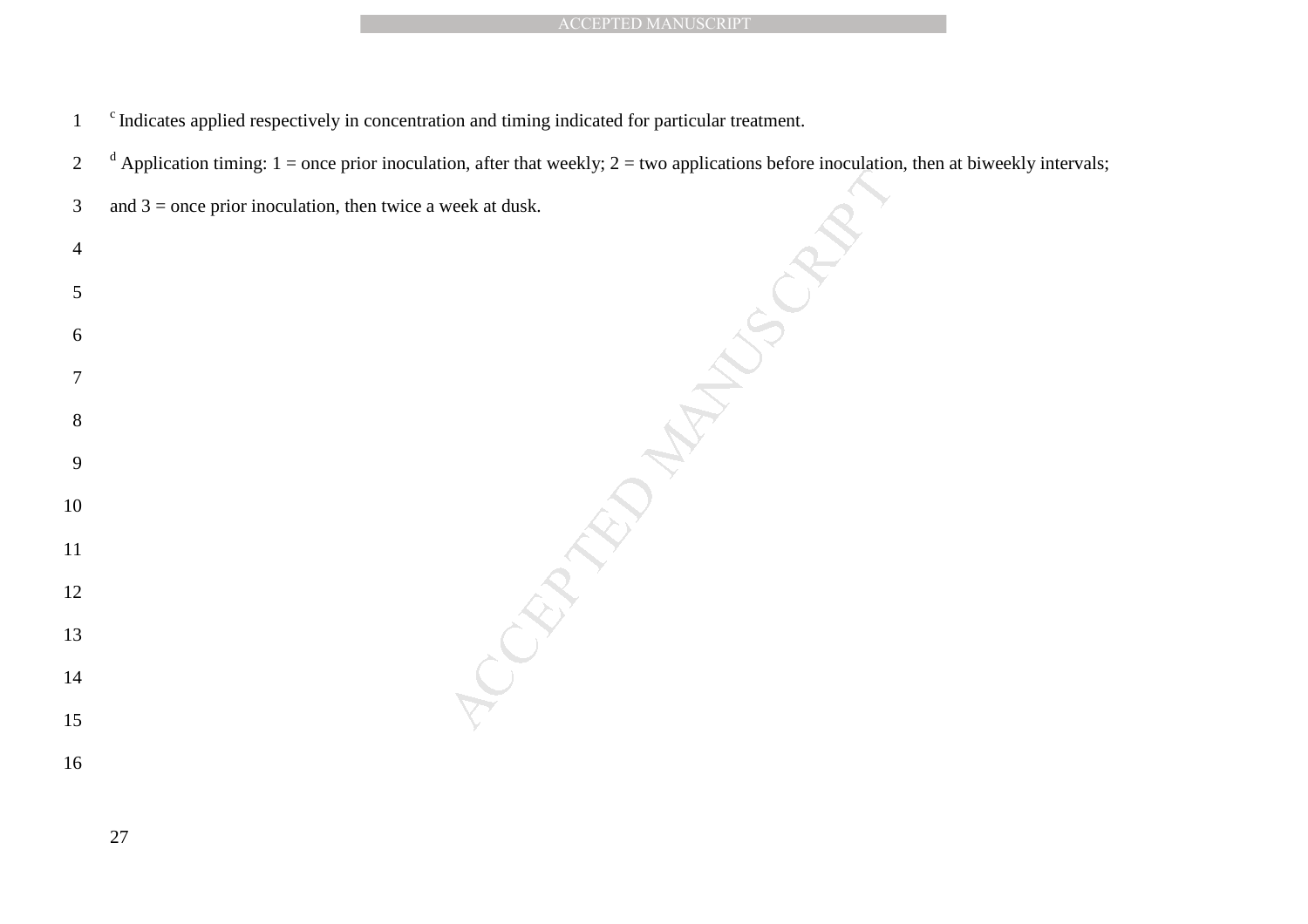[c] Indicates applied respectively in concentration and timing indicated for particular treatment.

[d] Application timing: 1 = once prior inoculation, after that weekly; 2 = two applications before inoculation, then at biweekly intervals; and 3 = once prior inoculation, then twice a week at dusk.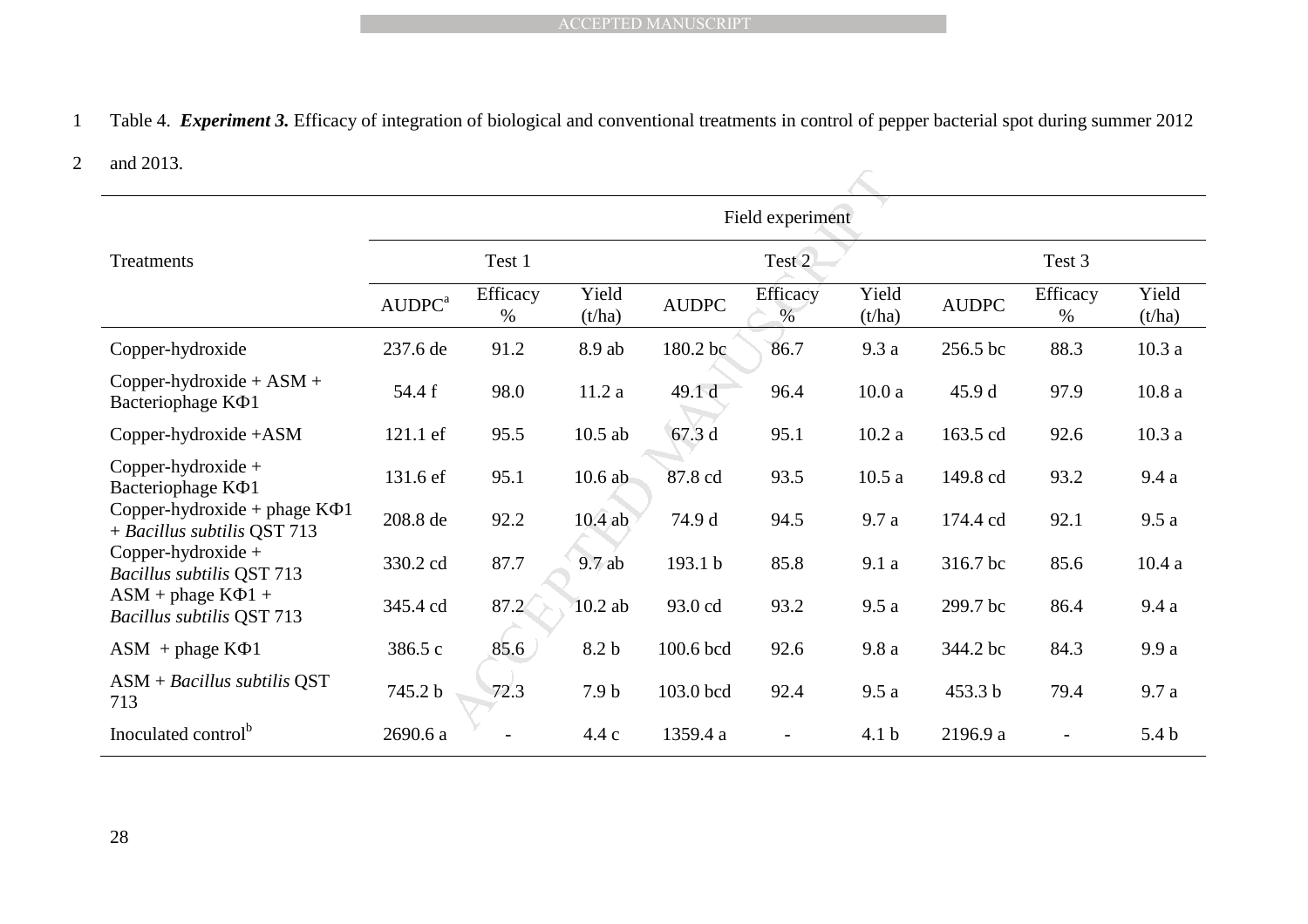Table 4. ***Experiment 3.*** Efficacy of integration of biological and conventional treatments in control of pepper bacterial spot during summer 2012 and 2013.

| Treatments | Field experiment | | | | | | | | |
|---|---|---|---|---|---|---|---|---|---|
| | Test 1 | | | Test 2 | | | Test 3 | | |
| | AUDPC[a] | Efficacy % | Yield (t/ha) | AUDPC | Efficacy % | Yield (t/ha) | AUDPC | Efficacy % | Yield (t/ha) |
| Copper-hydroxide | 237.6 de | 91.2 | 8.9 ab | 180.2 bc | 86.7 | 9.3 a | 256.5 bc | 88.3 | 10.3 a |
| Copper-hydroxide + ASM + Bacteriophage KΦ1 | 54.4 f | 98.0 | 11.2 a | 49.1 d | 96.4 | 10.0 a | 45.9 d | 97.9 | 10.8 a |
| Copper-hydroxide +ASM | 121.1 ef | 95.5 | 10.5 ab | 67.3 d | 95.1 | 10.2 a | 163.5 cd | 92.6 | 10.3 a |
| Copper-hydroxide + Bacteriophage KΦ1 | 131.6 ef | 95.1 | 10.6 ab | 87.8 cd | 93.5 | 10.5 a | 149.8 cd | 93.2 | 9.4 a |
| Copper-hydroxide + phage KΦ1 + *Bacillus subtilis* QST 713 | 208.8 de | 92.2 | 10.4 ab | 74.9 d | 94.5 | 9.7 a | 174.4 cd | 92.1 | 9.5 a |
| Copper-hydroxide + *Bacillus subtilis* QST 713 | 330.2 cd | 87.7 | 9.7 ab | 193.1 b | 85.8 | 9.1 a | 316.7 bc | 85.6 | 10.4 a |
| ASM + phage KΦ1 + *Bacillus subtilis* QST 713 | 345.4 cd | 87.2 | 10.2 ab | 93.0 cd | 93.2 | 9.5 a | 299.7 bc | 86.4 | 9.4 a |
| ASM + phage KΦ1 | 386.5 c | 85.6 | 8.2 b | 100.6 bcd | 92.6 | 9.8 a | 344.2 bc | 84.3 | 9.9 a |
| ASM + *Bacillus subtilis* QST 713 | 745.2 b | 72.3 | 7.9 b | 103.0 bcd | 92.4 | 9.5 a | 453.3 b | 79.4 | 9.7 a |
| Inoculated control[b] | 2690.6 a | - | 4.4 c | 1359.4 a | - | 4.1 b | 2196.9 a | - | 5.4 b |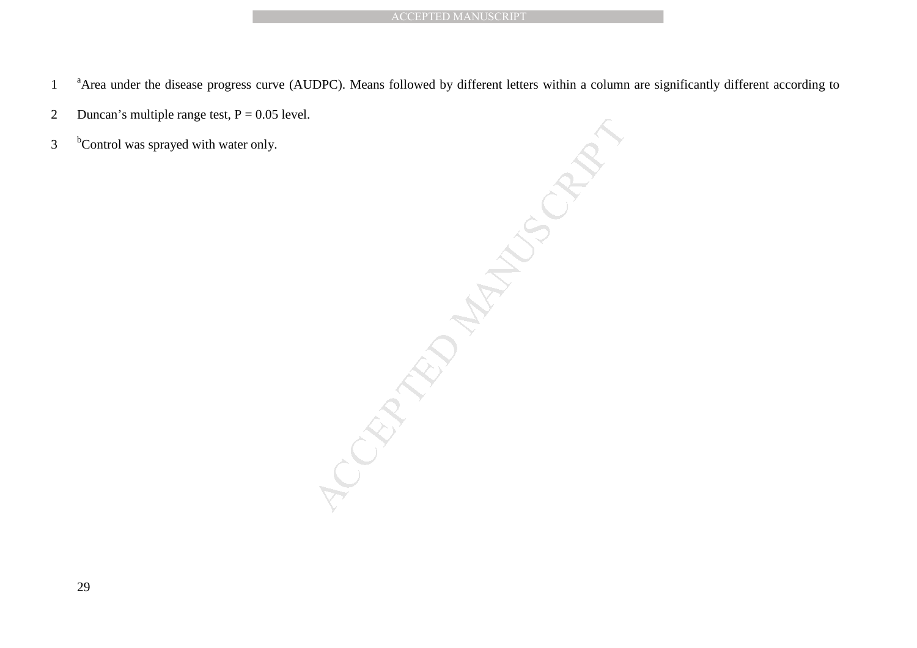[a]Area under the disease progress curve (AUDPC). Means followed by different letters within a column are significantly different according to Duncan's multiple range test, P = 0.05 level.

[b]Control was sprayed with water only.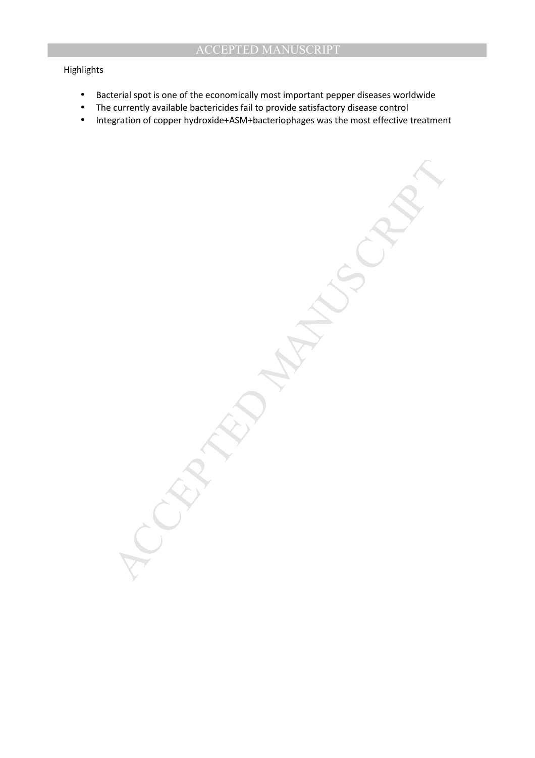Highlights

- Bacterial spot is one of the economically most important pepper diseases worldwide
- The currently available bactericides fail to provide satisfactory disease control
- Integration of copper hydroxide+ASM+bacteriophages was the most effective treatment